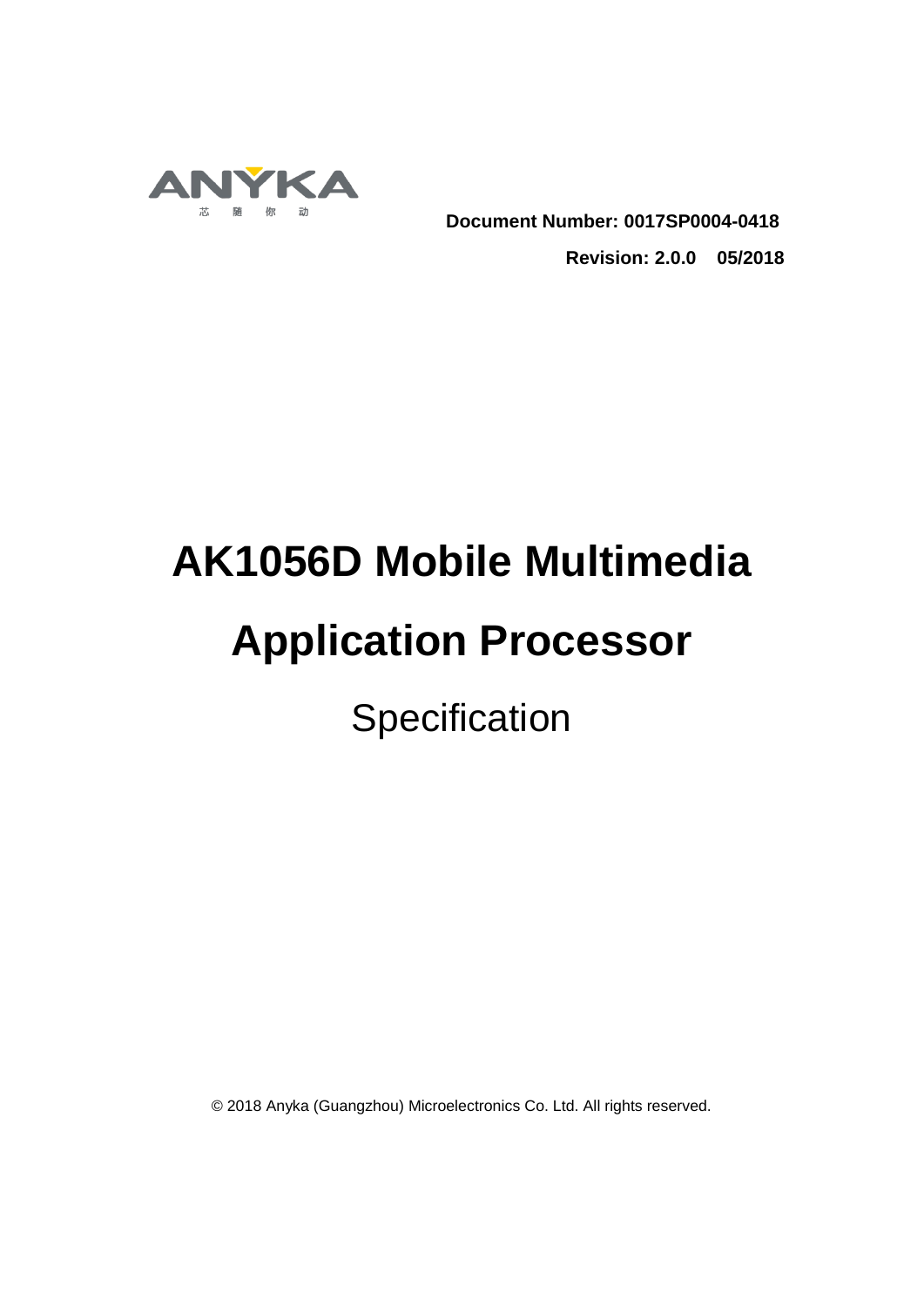ANYKA
芯 随 你 动

**Document Number: 0017SP0004-0418**

**Revision: 2.0.0    05/2018**

# AK1056D Mobile Multimedia Application Processor

## Specification

© 2018 Anyka (Guangzhou) Microelectronics Co. Ltd. All rights reserved.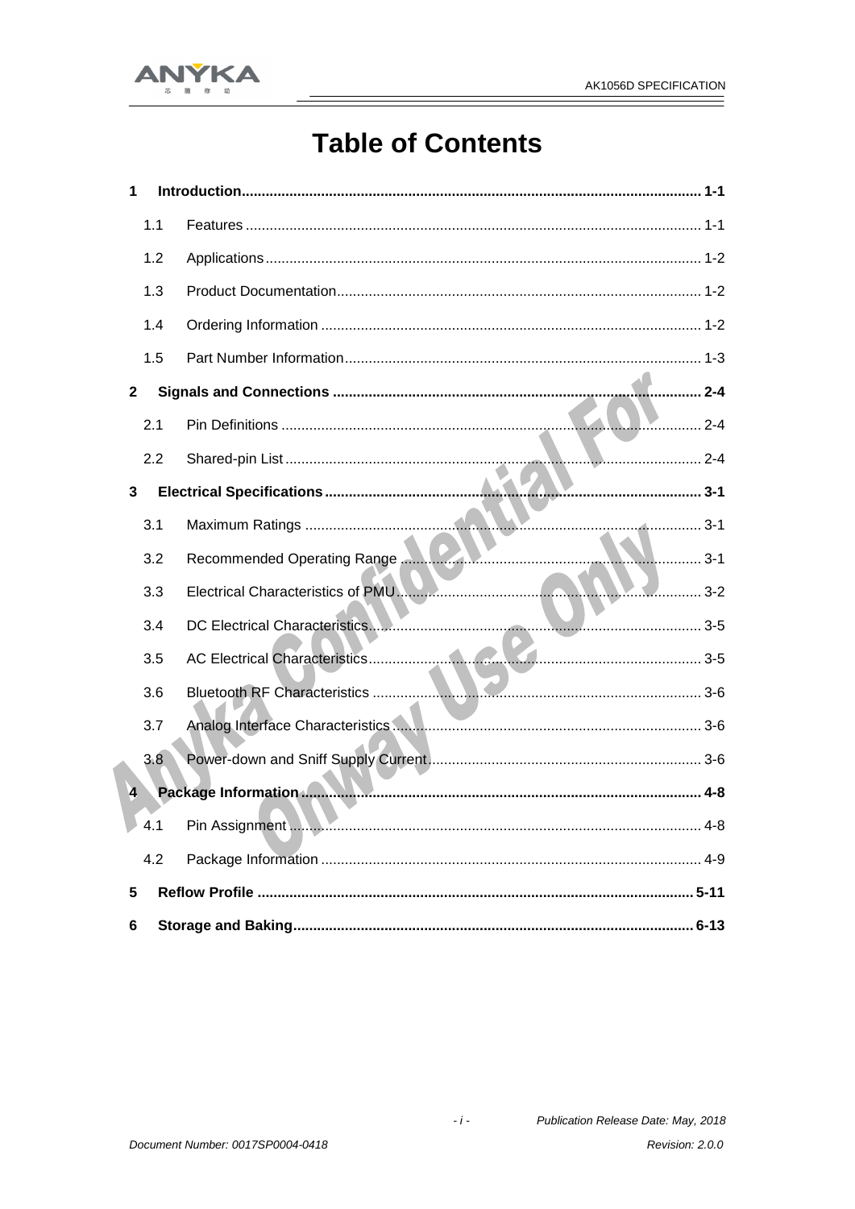# Table of Contents

1 Introduction .......... 1-1

- 1.1 Features .......... 1-1
- 1.2 Applications .......... 1-2
- 1.3 Product Documentation .......... 1-2
- 1.4 Ordering Information .......... 1-2
- 1.5 Part Number Information .......... 1-3

2 Signals and Connections .......... 2-4

- 2.1 Pin Definitions .......... 2-4
- 2.2 Shared-pin List .......... 2-4

3 Electrical Specifications .......... 3-1

- 3.1 Maximum Ratings .......... 3-1
- 3.2 Recommended Operating Range .......... 3-1
- 3.3 Electrical Characteristics of PMU .......... 3-2
- 3.4 DC Electrical Characteristics .......... 3-5
- 3.5 AC Electrical Characteristics .......... 3-5
- 3.6 Bluetooth RF Characteristics .......... 3-6
- 3.7 Analog Interface Characteristics .......... 3-6
- 3.8 Power-down and Sniff Supply Current .......... 3-6

4 Package Information .......... 4-8

- 4.1 Pin Assignment .......... 4-8
- 4.2 Package Information .......... 4-9

5 Reflow Profile .......... 5-11

6 Storage and Baking .......... 6-13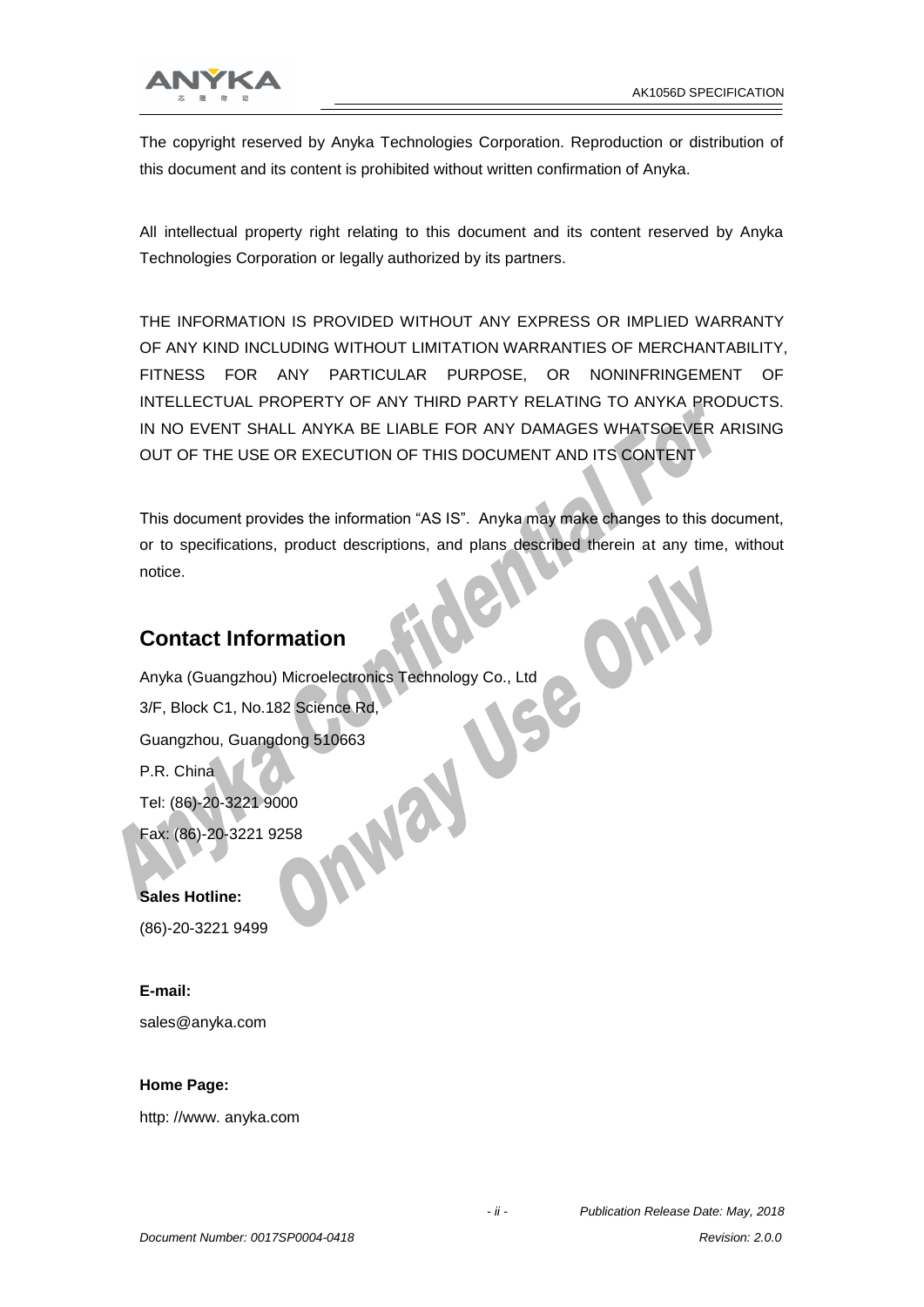The copyright reserved by Anyka Technologies Corporation. Reproduction or distribution of this document and its content is prohibited without written confirmation of Anyka.

All intellectual property right relating to this document and its content reserved by Anyka Technologies Corporation or legally authorized by its partners.

THE INFORMATION IS PROVIDED WITHOUT ANY EXPRESS OR IMPLIED WARRANTY OF ANY KIND INCLUDING WITHOUT LIMITATION WARRANTIES OF MERCHANTABILITY, FITNESS FOR ANY PARTICULAR PURPOSE, OR NONINFRINGEMENT OF INTELLECTUAL PROPERTY OF ANY THIRD PARTY RELATING TO ANYKA PRODUCTS. IN NO EVENT SHALL ANYKA BE LIABLE FOR ANY DAMAGES WHATSOEVER ARISING OUT OF THE USE OR EXECUTION OF THIS DOCUMENT AND ITS CONTENT

This document provides the information "AS IS". Anyka may make changes to this document, or to specifications, product descriptions, and plans described therein at any time, without notice.

## Contact Information

Anyka (Guangzhou) Microelectronics Technology Co., Ltd

3/F, Block C1, No.182 Science Rd,

Guangzhou, Guangdong 510663

P.R. China

Tel: (86)-20-3221 9000

Fax: (86)-20-3221 9258

**Sales Hotline:**

(86)-20-3221 9499

**E-mail:**

sales@anyka.com

**Home Page:**

http: //www. anyka.com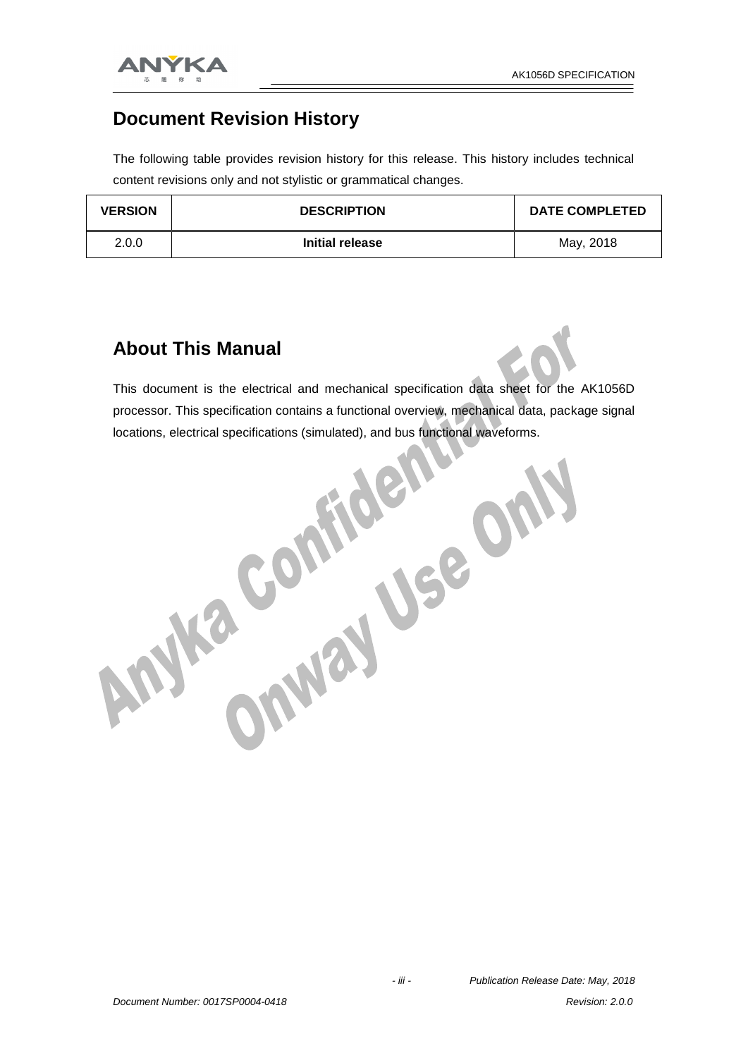# Document Revision History

The following table provides revision history for this release. This history includes technical content revisions only and not stylistic or grammatical changes.

| VERSION | DESCRIPTION | DATE COMPLETED |
|---|---|---|
| 2.0.0 | **Initial release** | May, 2018 |

# About This Manual

This document is the electrical and mechanical specification data sheet for the AK1056D processor. This specification contains a functional overview, mechanical data, package signal locations, electrical specifications (simulated), and bus functional waveforms.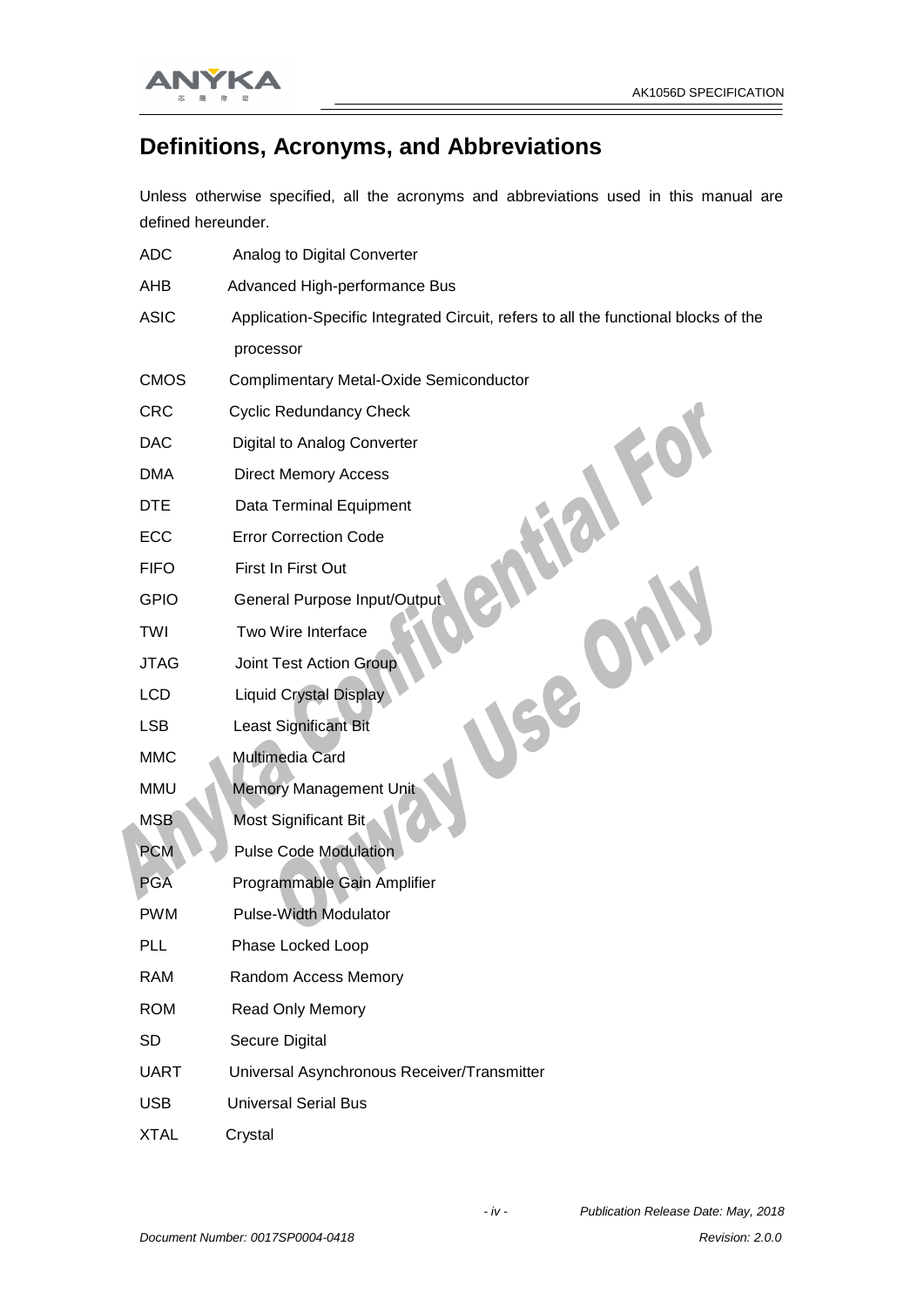# Definitions, Acronyms, and Abbreviations

Unless otherwise specified, all the acronyms and abbreviations used in this manual are defined hereunder.

| | |
|---|---|
| ADC | Analog to Digital Converter |
| AHB | Advanced High-performance Bus |
| ASIC | Application-Specific Integrated Circuit, refers to all the functional blocks of the processor |
| CMOS | Complimentary Metal-Oxide Semiconductor |
| CRC | Cyclic Redundancy Check |
| DAC | Digital to Analog Converter |
| DMA | Direct Memory Access |
| DTE | Data Terminal Equipment |
| ECC | Error Correction Code |
| FIFO | First In First Out |
| GPIO | General Purpose Input/Output |
| TWI | Two Wire Interface |
| JTAG | Joint Test Action Group |
| LCD | Liquid Crystal Display |
| LSB | Least Significant Bit |
| MMC | Multimedia Card |
| MMU | Memory Management Unit |
| MSB | Most Significant Bit |
| PCM | Pulse Code Modulation |
| PGA | Programmable Gain Amplifier |
| PWM | Pulse-Width Modulator |
| PLL | Phase Locked Loop |
| RAM | Random Access Memory |
| ROM | Read Only Memory |
| SD | Secure Digital |
| UART | Universal Asynchronous Receiver/Transmitter |
| USB | Universal Serial Bus |
| XTAL | Crystal |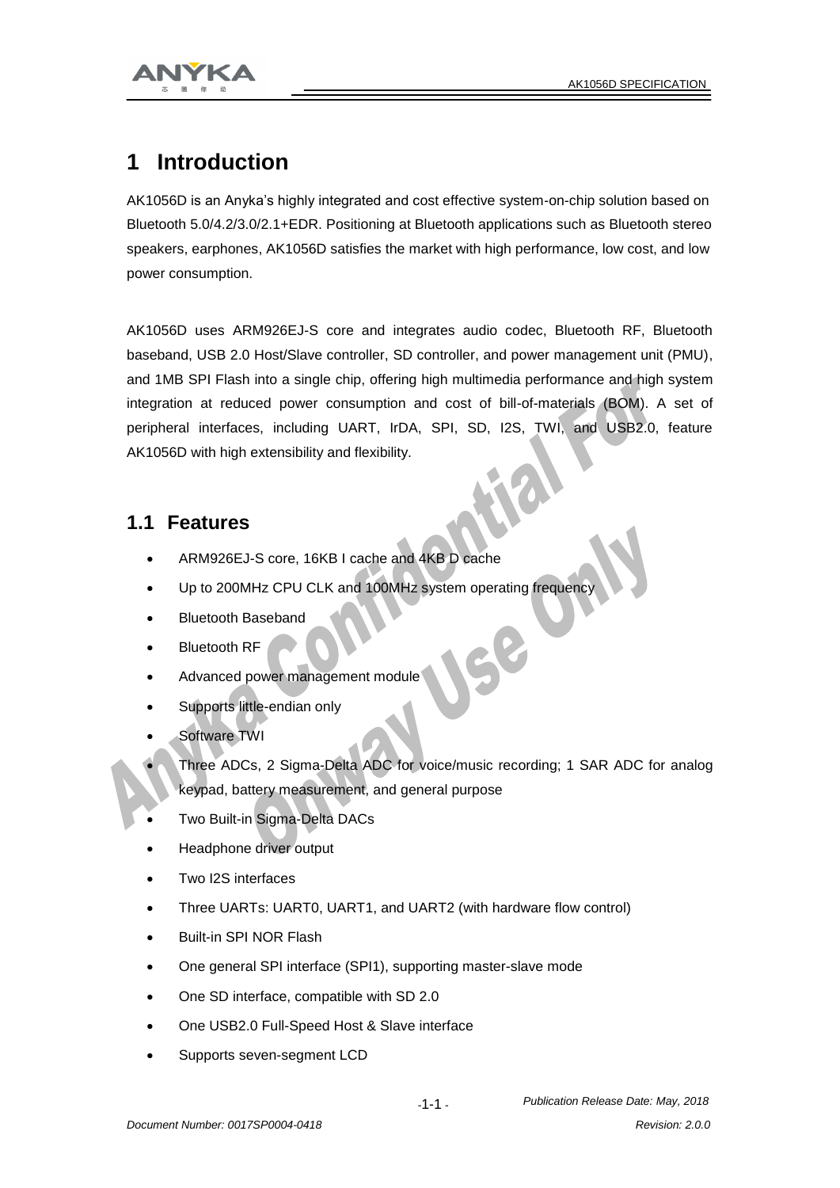# 1 Introduction

AK1056D is an Anyka's highly integrated and cost effective system-on-chip solution based on Bluetooth 5.0/4.2/3.0/2.1+EDR. Positioning at Bluetooth applications such as Bluetooth stereo speakers, earphones, AK1056D satisfies the market with high performance, low cost, and low power consumption.

AK1056D uses ARM926EJ-S core and integrates audio codec, Bluetooth RF, Bluetooth baseband, USB 2.0 Host/Slave controller, SD controller, and power management unit (PMU), and 1MB SPI Flash into a single chip, offering high multimedia performance and high system integration at reduced power consumption and cost of bill-of-materials (BOM). A set of peripheral interfaces, including UART, IrDA, SPI, SD, I2S, TWI, and USB2.0, feature AK1056D with high extensibility and flexibility.

## 1.1 Features

- ARM926EJ-S core, 16KB I cache and 4KB D cache
- Up to 200MHz CPU CLK and 100MHz system operating frequency
- Bluetooth Baseband
- Bluetooth RF
- Advanced power management module
- Supports little-endian only
- Software TWI
- Three ADCs, 2 Sigma-Delta ADC for voice/music recording; 1 SAR ADC for analog keypad, battery measurement, and general purpose
- Two Built-in Sigma-Delta DACs
- Headphone driver output
- Two I2S interfaces
- Three UARTs: UART0, UART1, and UART2 (with hardware flow control)
- Built-in SPI NOR Flash
- One general SPI interface (SPI1), supporting master-slave mode
- One SD interface, compatible with SD 2.0
- One USB2.0 Full-Speed Host & Slave interface
- Supports seven-segment LCD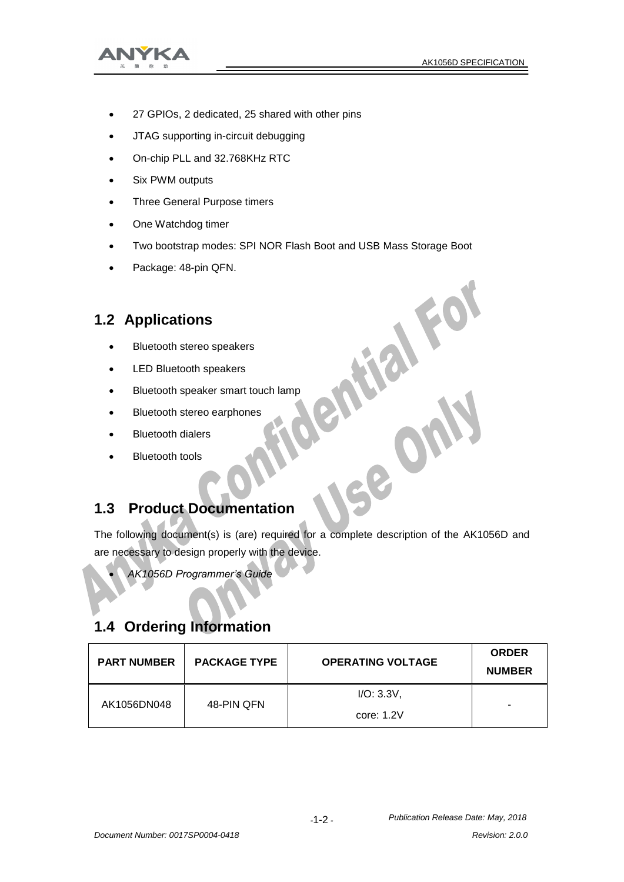- 27 GPIOs, 2 dedicated, 25 shared with other pins
- JTAG supporting in-circuit debugging
- On-chip PLL and 32.768KHz RTC
- Six PWM outputs
- Three General Purpose timers
- One Watchdog timer
- Two bootstrap modes: SPI NOR Flash Boot and USB Mass Storage Boot
- Package: 48-pin QFN.

## 1.2 Applications

- Bluetooth stereo speakers
- LED Bluetooth speakers
- Bluetooth speaker smart touch lamp
- Bluetooth stereo earphones
- Bluetooth dialers
- Bluetooth tools

## 1.3 Product Documentation

The following document(s) is (are) required for a complete description of the AK1056D and are necessary to design properly with the device.

- *AK1056D Programmer's Guide*

## 1.4 Ordering Information

| PART NUMBER | PACKAGE TYPE | OPERATING VOLTAGE | ORDER NUMBER |
|---|---|---|---|
| AK1056DN048 | 48-PIN QFN | I/O: 3.3V, core: 1.2V | - |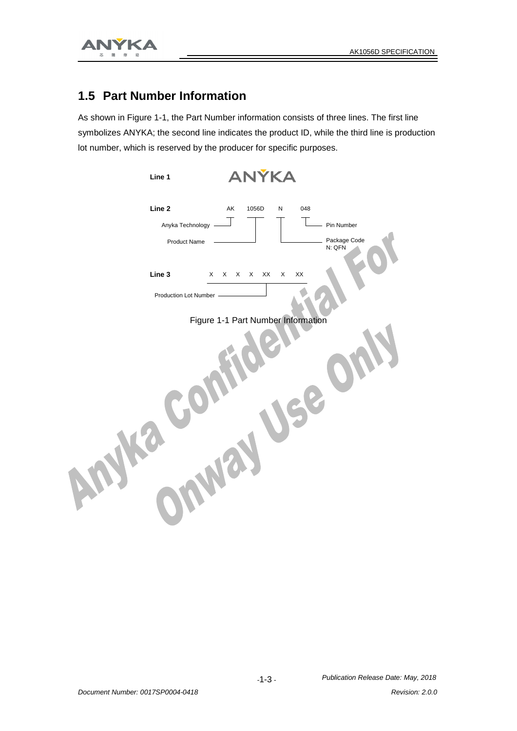## 1.5 Part Number Information

As shown in Figure 1-1, the Part Number information consists of three lines. The first line symbolizes ANYKA; the second line indicates the product ID, while the third line is production lot number, which is reserved by the producer for specific purposes.

Line 1 ANYKA

Line 2 AK 1056D N 048

- AK: Anyka Technology
- 1056D: Product Name
- N: Package Code (N: QFN)
- 048: Pin Number

Line 3 X X X X XX X XX

- Production Lot Number

Figure 1-1 Part Number Information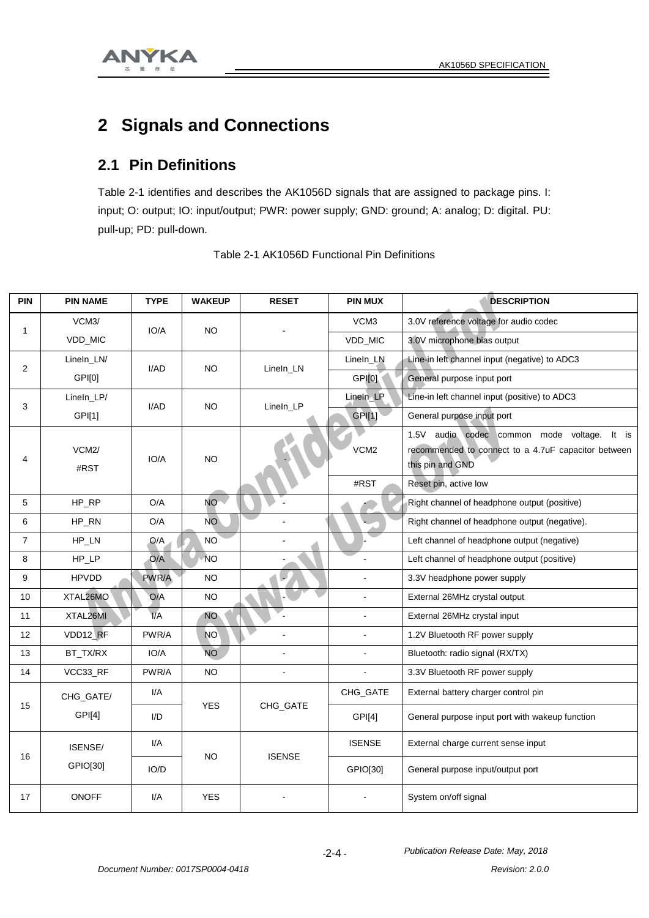# 2 Signals and Connections

## 2.1 Pin Definitions

Table 2-1 identifies and describes the AK1056D signals that are assigned to package pins. I: input; O: output; IO: input/output; PWR: power supply; GND: ground; A: analog; D: digital. PU: pull-up; PD: pull-down.

Table 2-1 AK1056D Functional Pin Definitions

| PIN | PIN NAME | TYPE | WAKEUP | RESET | PIN MUX | DESCRIPTION |
|---|---|---|---|---|---|---|
| 1 | VCM3/ VDD_MIC | IO/A | NO | - | VCM3 | 3.0V reference voltage for audio codec |
| | | | | | VDD_MIC | 3.0V microphone bias output |
| 2 | LineIn_LN/ GPI[0] | I/AD | NO | LineIn_LN | LineIn_LN | Line-in left channel input (negative) to ADC3 |
| | | | | | GPI[0] | General purpose input port |
| 3 | LineIn_LP/ GPI[1] | I/AD | NO | LineIn_LP | LineIn_LP | Line-in left channel input (positive) to ADC3 |
| | | | | | GPI[1] | General purpose input port |
| 4 | VCM2/ #RST | IO/A | NO | - | VCM2 | 1.5V audio codec common mode voltage. It is recommended to connect to a 4.7uF capacitor between this pin and GND |
| | | | | | #RST | Reset pin, active low |
| 5 | HP_RP | O/A | NO | - | - | Right channel of headphone output (positive) |
| 6 | HP_RN | O/A | NO | - | - | Right channel of headphone output (negative). |
| 7 | HP_LN | O/A | NO | - | - | Left channel of headphone output (negative) |
| 8 | HP_LP | O/A | NO | - | - | Left channel of headphone output (positive) |
| 9 | HPVDD | PWR/A | NO | - | - | 3.3V headphone power supply |
| 10 | XTAL26MO | O/A | NO | - | - | External 26MHz crystal output |
| 11 | XTAL26MI | I/A | NO | - | - | External 26MHz crystal input |
| 12 | VDD12_RF | PWR/A | NO | - | - | 1.2V Bluetooth RF power supply |
| 13 | BT_TX/RX | IO/A | NO | - | - | Bluetooth: radio signal (RX/TX) |
| 14 | VCC33_RF | PWR/A | NO | - | - | 3.3V Bluetooth RF power supply |
| 15 | CHG_GATE/ GPI[4] | I/A | YES | CHG_GATE | CHG_GATE | External battery charger control pin |
| | | I/D | | | GPI[4] | General purpose input port with wakeup function |
| 16 | ISENSE/ GPIO[30] | I/A | NO | ISENSE | ISENSE | External charge current sense input |
| | | IO/D | | | GPIO[30] | General purpose input/output port |
| 17 | ONOFF | I/A | YES | - | - | System on/off signal |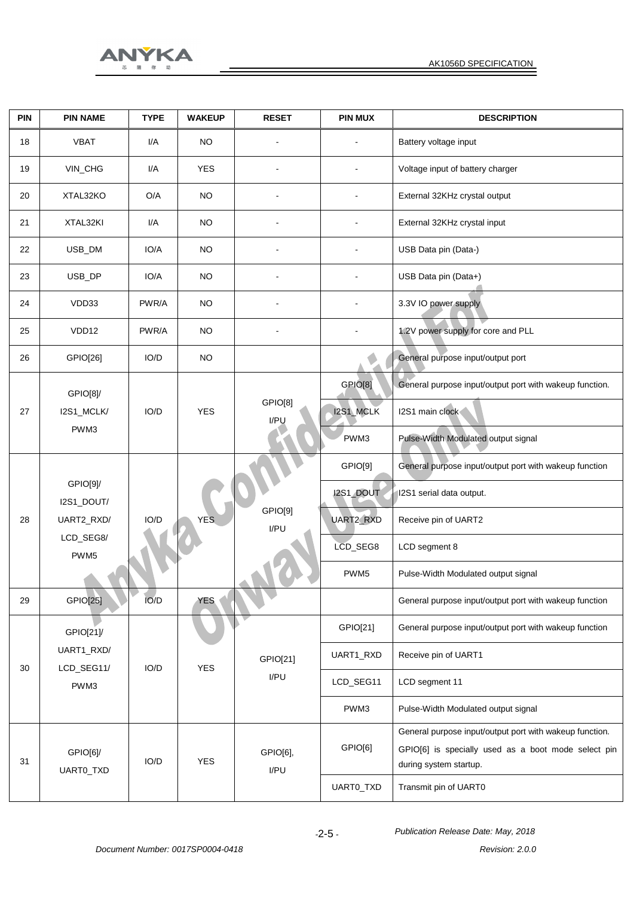| PIN | PIN NAME | TYPE | WAKEUP | RESET | PIN MUX | DESCRIPTION |
|---|---|---|---|---|---|---|
| 18 | VBAT | I/A | NO | - | - | Battery voltage input |
| 19 | VIN_CHG | I/A | YES | - | - | Voltage input of battery charger |
| 20 | XTAL32KO | O/A | NO | - | - | External 32KHz crystal output |
| 21 | XTAL32KI | I/A | NO | - | - | External 32KHz crystal input |
| 22 | USB_DM | IO/A | NO | - | - | USB Data pin (Data-) |
| 23 | USB_DP | IO/A | NO | - | - | USB Data pin (Data+) |
| 24 | VDD33 | PWR/A | NO | - | - | 3.3V IO power supply |
| 25 | VDD12 | PWR/A | NO | - | - | 1.2V power supply for core and PLL |
| 26 | GPIO[26] | IO/D | NO | | | General purpose input/output port |
| 27 | GPIO[8]/ I2S1_MCLK/ PWM3 | IO/D | YES | GPIO[8] I/PU | GPIO[8] | General purpose input/output port with wakeup function. |
| | | | | | I2S1_MCLK | I2S1 main clock |
| | | | | | PWM3 | Pulse-Width Modulated output signal |
| 28 | GPIO[9]/ I2S1_DOUT/ UART2_RXD/ LCD_SEG8/ PWM5 | IO/D | YES | GPIO[9] I/PU | GPIO[9] | General purpose input/output port with wakeup function |
| | | | | | I2S1_DOUT | I2S1 serial data output. |
| | | | | | UART2_RXD | Receive pin of UART2 |
| | | | | | LCD_SEG8 | LCD segment 8 |
| | | | | | PWM5 | Pulse-Width Modulated output signal |
| 29 | GPIO[25] | IO/D | YES | | | General purpose input/output port with wakeup function |
| 30 | GPIO[21]/ UART1_RXD/ LCD_SEG11/ PWM3 | IO/D | YES | GPIO[21] I/PU | GPIO[21] | General purpose input/output port with wakeup function |
| | | | | | UART1_RXD | Receive pin of UART1 |
| | | | | | LCD_SEG11 | LCD segment 11 |
| | | | | | PWM3 | Pulse-Width Modulated output signal |
| 31 | GPIO[6]/ UART0_TXD | IO/D | YES | GPIO[6], I/PU | GPIO[6] | General purpose input/output port with wakeup function. GPIO[6] is specially used as a boot mode select pin during system startup. |
| | | | | | UART0_TXD | Transmit pin of UART0 |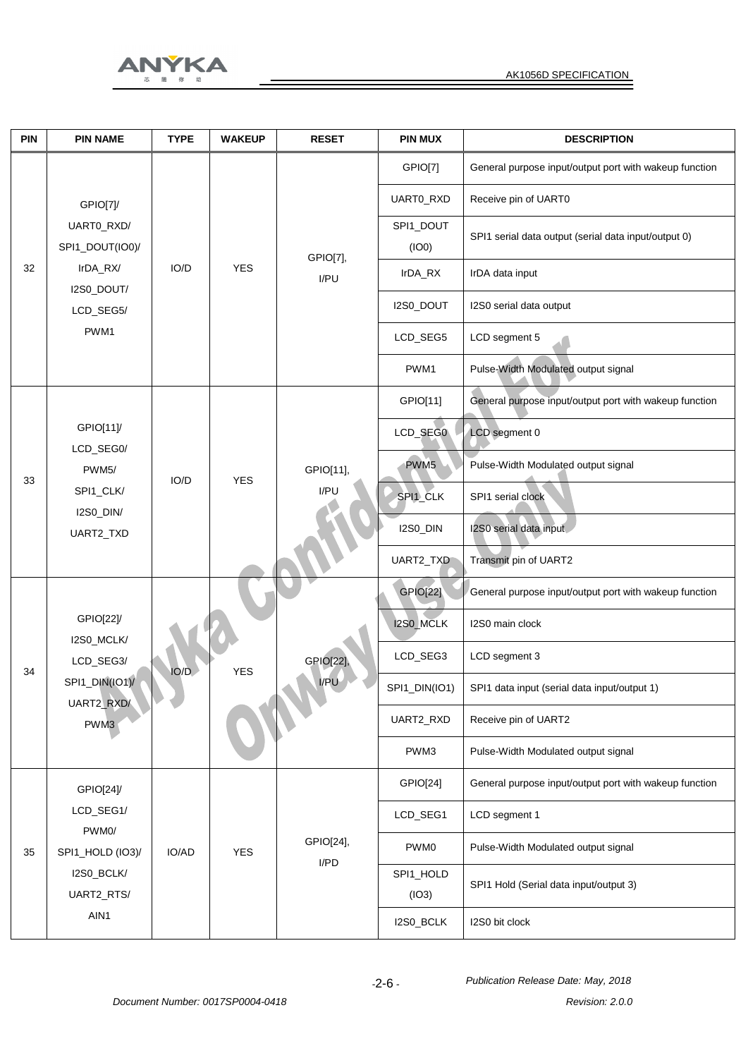| PIN | PIN NAME | TYPE | WAKEUP | RESET | PIN MUX | DESCRIPTION |
|---|---|---|---|---|---|---|
| 32 | GPIO[7]/ UART0_RXD/ SPI1_DOUT(IO0)/ IrDA_RX/ I2S0_DOUT/ LCD_SEG5/ PWM1 | IO/D | YES | GPIO[7], I/PU | GPIO[7] | General purpose input/output port with wakeup function |
| | | | | | UART0_RXD | Receive pin of UART0 |
| | | | | | SPI1_DOUT (IO0) | SPI1 serial data output (serial data input/output 0) |
| | | | | | IrDA_RX | IrDA data input |
| | | | | | I2S0_DOUT | I2S0 serial data output |
| | | | | | LCD_SEG5 | LCD segment 5 |
| | | | | | PWM1 | Pulse-Width Modulated output signal |
| 33 | GPIO[11]/ LCD_SEG0/ PWM5/ SPI1_CLK/ I2S0_DIN/ UART2_TXD | IO/D | YES | GPIO[11], I/PU | GPIO[11] | General purpose input/output port with wakeup function |
| | | | | | LCD_SEG0 | LCD segment 0 |
| | | | | | PWM5 | Pulse-Width Modulated output signal |
| | | | | | SPI1_CLK | SPI1 serial clock |
| | | | | | I2S0_DIN | I2S0 serial data input |
| | | | | | UART2_TXD | Transmit pin of UART2 |
| 34 | GPIO[22]/ I2S0_MCLK/ LCD_SEG3/ SPI1_DIN(IO1)/ UART2_RXD/ PWM3 | IO/D | YES | GPIO[22], I/PU | GPIO[22] | General purpose input/output port with wakeup function |
| | | | | | I2S0_MCLK | I2S0 main clock |
| | | | | | LCD_SEG3 | LCD segment 3 |
| | | | | | SPI1_DIN(IO1) | SPI1 data input (serial data input/output 1) |
| | | | | | UART2_RXD | Receive pin of UART2 |
| | | | | | PWM3 | Pulse-Width Modulated output signal |
| 35 | GPIO[24]/ LCD_SEG1/ PWM0/ SPI1_HOLD (IO3)/ I2S0_BCLK/ UART2_RTS/ AIN1 | IO/AD | YES | GPIO[24], I/PD | GPIO[24] | General purpose input/output port with wakeup function |
| | | | | | LCD_SEG1 | LCD segment 1 |
| | | | | | PWM0 | Pulse-Width Modulated output signal |
| | | | | | SPI1_HOLD (IO3) | SPI1 Hold (Serial data input/output 3) |
| | | | | | I2S0_BCLK | I2S0 bit clock |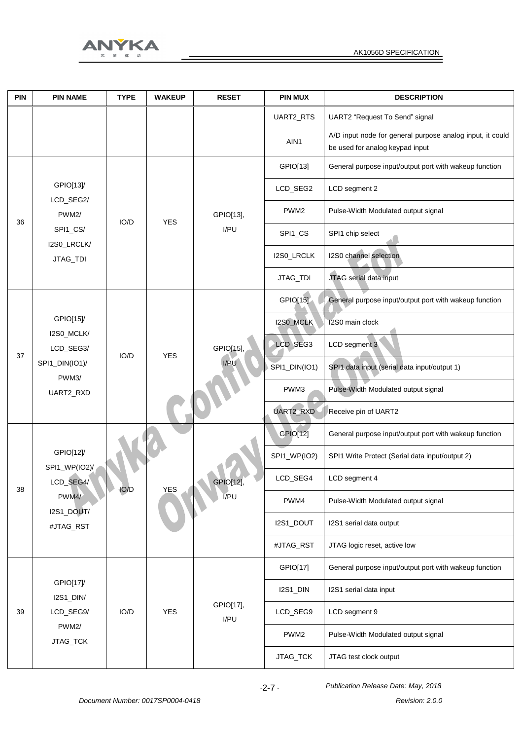| PIN | PIN NAME | TYPE | WAKEUP | RESET | PIN MUX | DESCRIPTION |
|---|---|---|---|---|---|---|
| | | | | | UART2_RTS | UART2 "Request To Send" signal |
| | | | | | AIN1 | A/D input node for general purpose analog input, it could be used for analog keypad input |
| 36 | GPIO[13]/ LCD_SEG2/ PWM2/ SPI1_CS/ I2S0_LRCLK/ JTAG_TDI | IO/D | YES | GPIO[13], I/PU | GPIO[13] | General purpose input/output port with wakeup function |
| | | | | | LCD_SEG2 | LCD segment 2 |
| | | | | | PWM2 | Pulse-Width Modulated output signal |
| | | | | | SPI1_CS | SPI1 chip select |
| | | | | | I2S0_LRCLK | I2S0 channel selection |
| | | | | | JTAG_TDI | JTAG serial data input |
| 37 | GPIO[15]/ I2S0_MCLK/ LCD_SEG3/ SPI1_DIN(IO1)/ PWM3/ UART2_RXD | IO/D | YES | GPIO[15], I/PU | GPIO[15] | General purpose input/output port with wakeup function |
| | | | | | I2S0_MCLK | I2S0 main clock |
| | | | | | LCD_SEG3 | LCD segment 3 |
| | | | | | SPI1_DIN(IO1) | SPI1 data input (serial data input/output 1) |
| | | | | | PWM3 | Pulse-Width Modulated output signal |
| | | | | | UART2_RXD | Receive pin of UART2 |
| 38 | GPIO[12]/ SPI1_WP(IO2)/ LCD_SEG4/ PWM4/ I2S1_DOUT/ #JTAG_RST | IO/D | YES | GPIO[12], I/PU | GPIO[12] | General purpose input/output port with wakeup function |
| | | | | | SPI1_WP(IO2) | SPI1 Write Protect (Serial data input/output 2) |
| | | | | | LCD_SEG4 | LCD segment 4 |
| | | | | | PWM4 | Pulse-Width Modulated output signal |
| | | | | | I2S1_DOUT | I2S1 serial data output |
| | | | | | #JTAG_RST | JTAG logic reset, active low |
| 39 | GPIO[17]/ I2S1_DIN/ LCD_SEG9/ PWM2/ JTAG_TCK | IO/D | YES | GPIO[17], I/PU | GPIO[17] | General purpose input/output port with wakeup function |
| | | | | | I2S1_DIN | I2S1 serial data input |
| | | | | | LCD_SEG9 | LCD segment 9 |
| | | | | | PWM2 | Pulse-Width Modulated output signal |
| | | | | | JTAG_TCK | JTAG test clock output |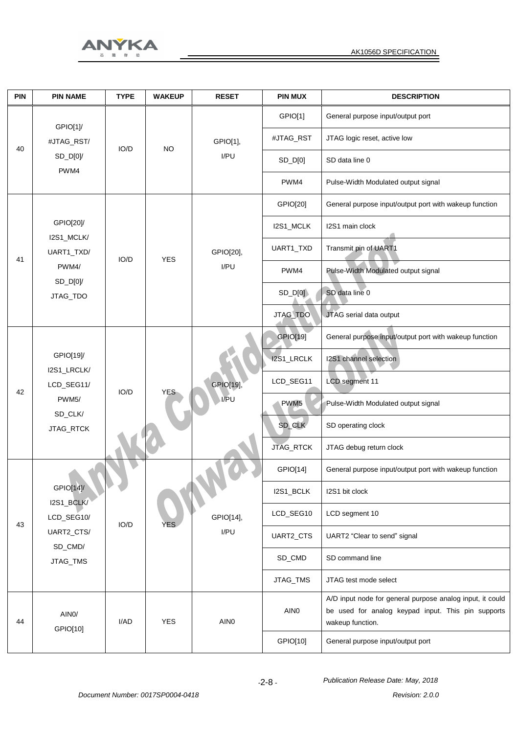| PIN | PIN NAME | TYPE | WAKEUP | RESET | PIN MUX | DESCRIPTION |
|---|---|---|---|---|---|---|
| 40 | GPIO[1]/ #JTAG_RST/ SD_D[0]/ PWM4 | IO/D | NO | GPIO[1], I/PU | GPIO[1] | General purpose input/output port |
| | | | | | #JTAG_RST | JTAG logic reset, active low |
| | | | | | SD_D[0] | SD data line 0 |
| | | | | | PWM4 | Pulse-Width Modulated output signal |
| 41 | GPIO[20]/ I2S1_MCLK/ UART1_TXD/ PWM4/ SD_D[0]/ JTAG_TDO | IO/D | YES | GPIO[20], I/PU | GPIO[20] | General purpose input/output port with wakeup function |
| | | | | | I2S1_MCLK | I2S1 main clock |
| | | | | | UART1_TXD | Transmit pin of UART1 |
| | | | | | PWM4 | Pulse-Width Modulated output signal |
| | | | | | SD_D[0] | SD data line 0 |
| | | | | | JTAG_TDO | JTAG serial data output |
| 42 | GPIO[19]/ I2S1_LRCLK/ LCD_SEG11/ PWM5/ SD_CLK/ JTAG_RTCK | IO/D | YES | GPIO[19], I/PU | GPIO[19] | General purpose input/output port with wakeup function |
| | | | | | I2S1_LRCLK | I2S1 channel selection |
| | | | | | LCD_SEG11 | LCD segment 11 |
| | | | | | PWM5 | Pulse-Width Modulated output signal |
| | | | | | SD_CLK | SD operating clock |
| | | | | | JTAG_RTCK | JTAG debug return clock |
| 43 | GPIO[14]/ I2S1_BCLK/ LCD_SEG10/ UART2_CTS/ SD_CMD/ JTAG_TMS | IO/D | YES | GPIO[14], I/PU | GPIO[14] | General purpose input/output port with wakeup function |
| | | | | | I2S1_BCLK | I2S1 bit clock |
| | | | | | LCD_SEG10 | LCD segment 10 |
| | | | | | UART2_CTS | UART2 "Clear to send" signal |
| | | | | | SD_CMD | SD command line |
| | | | | | JTAG_TMS | JTAG test mode select |
| 44 | AIN0/ GPIO[10] | I/AD | YES | AIN0 | AIN0 | A/D input node for general purpose analog input, it could be used for analog keypad input. This pin supports wakeup function. |
| | | | | | GPIO[10] | General purpose input/output port |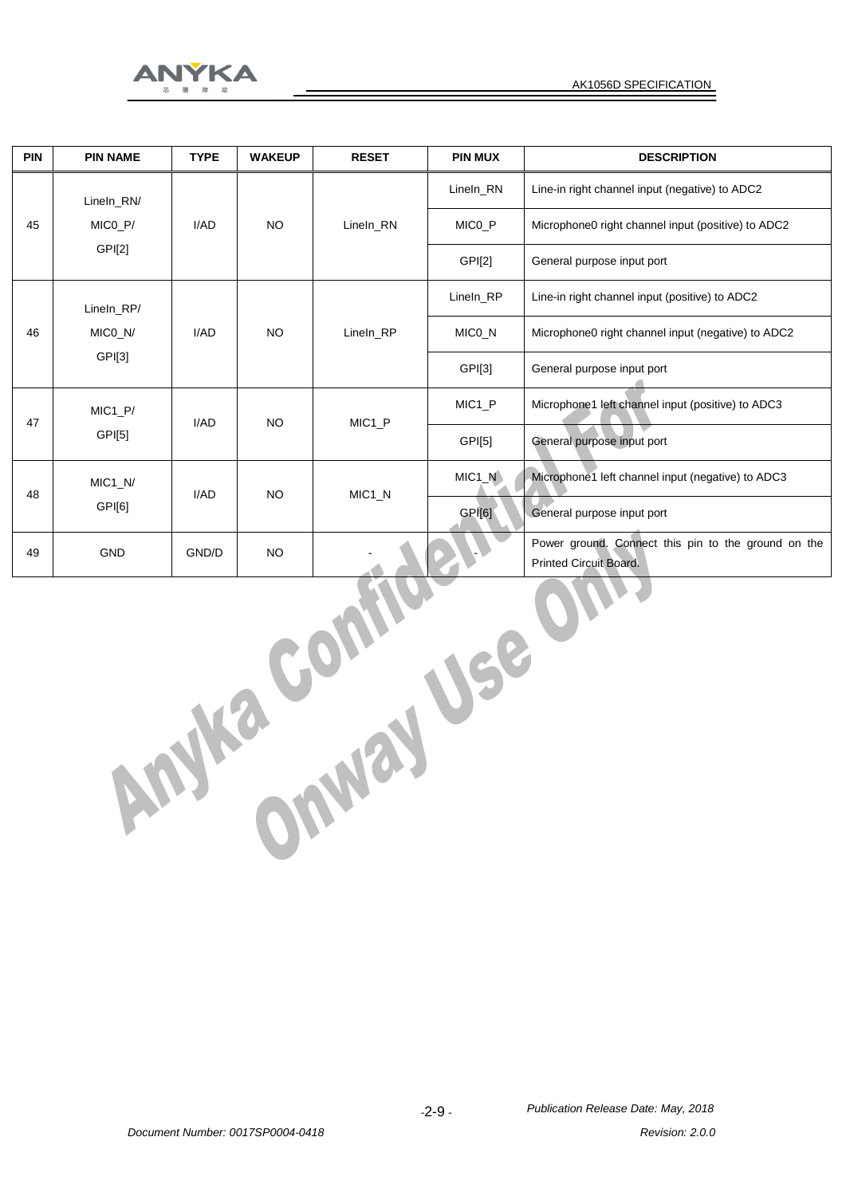| PIN | PIN NAME | TYPE | WAKEUP | RESET | PIN MUX | DESCRIPTION |
|---|---|---|---|---|---|---|
| 45 | LineIn_RN/ MIC0_P/ GPI[2] | I/AD | NO | LineIn_RN | LineIn_RN | Line-in right channel input (negative) to ADC2 |
| | | | | | MIC0_P | Microphone0 right channel input (positive) to ADC2 |
| | | | | | GPI[2] | General purpose input port |
| 46 | LineIn_RP/ MIC0_N/ GPI[3] | I/AD | NO | LineIn_RP | LineIn_RP | Line-in right channel input (positive) to ADC2 |
| | | | | | MIC0_N | Microphone0 right channel input (negative) to ADC2 |
| | | | | | GPI[3] | General purpose input port |
| 47 | MIC1_P/ GPI[5] | I/AD | NO | MIC1_P | MIC1_P | Microphone1 left channel input (positive) to ADC3 |
| | | | | | GPI[5] | General purpose input port |
| 48 | MIC1_N/ GPI[6] | I/AD | NO | MIC1_N | MIC1_N | Microphone1 left channel input (negative) to ADC3 |
| | | | | | GPI[6] | General purpose input port |
| 49 | GND | GND/D | NO | - | - | Power ground. Connect this pin to the ground on the Printed Circuit Board. |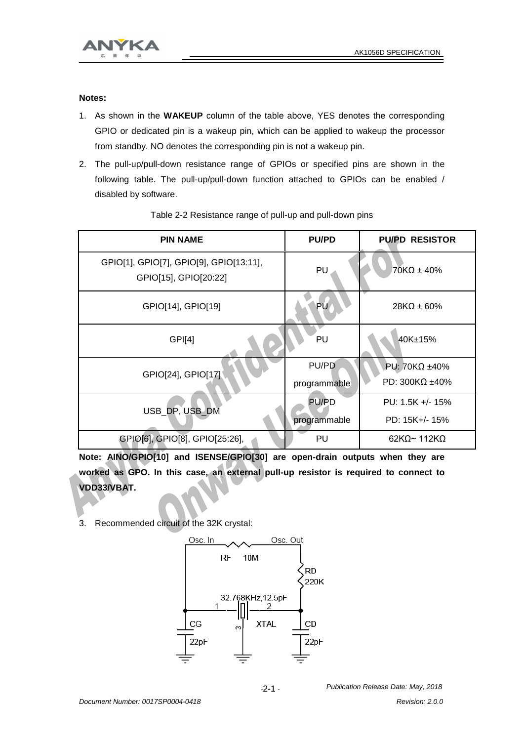**Notes:**

1. As shown in the **WAKEUP** column of the table above, YES denotes the corresponding GPIO or dedicated pin is a wakeup pin, which can be applied to wakeup the processor from standby. NO denotes the corresponding pin is not a wakeup pin.
2. The pull-up/pull-down resistance range of GPIOs or specified pins are shown in the following table. The pull-up/pull-down function attached to GPIOs can be enabled / disabled by software.

Table 2-2 Resistance range of pull-up and pull-down pins

| PIN NAME | PU/PD | PU/PD RESISTOR |
|---|---|---|
| GPIO[1], GPIO[7], GPIO[9], GPIO[13:11], GPIO[15], GPIO[20:22] | PU | 70KΩ ± 40% |
| GPIO[14], GPIO[19] | PU | 28KΩ ± 60% |
| GPI[4] | PU | 40K±15% |
| GPIO[24], GPIO[17] | PU/PD programmable | PU: 70KΩ ±40%<br>PD: 300KΩ ±40% |
| USB_DP, USB_DM | PU/PD programmable | PU: 1.5K +/- 15%<br>PD: 15K+/- 15% |
| GPIO[6], GPIO[8], GPIO[25:26], | PU | 62KΩ~ 112KΩ |

**Note: AINO/GPIO[10] and ISENSE/GPIO[30] are open-drain outputs when they are worked as GPO. In this case, an external pull-up resistor is required to connect to VDD33/VBAT.**

3. Recommended circuit of the 32K crystal:

Osc. In, Osc. Out, RF 10M, RD 220K, 32.768KHz,12.5pF, XTAL, CG 22pF, CD 22pF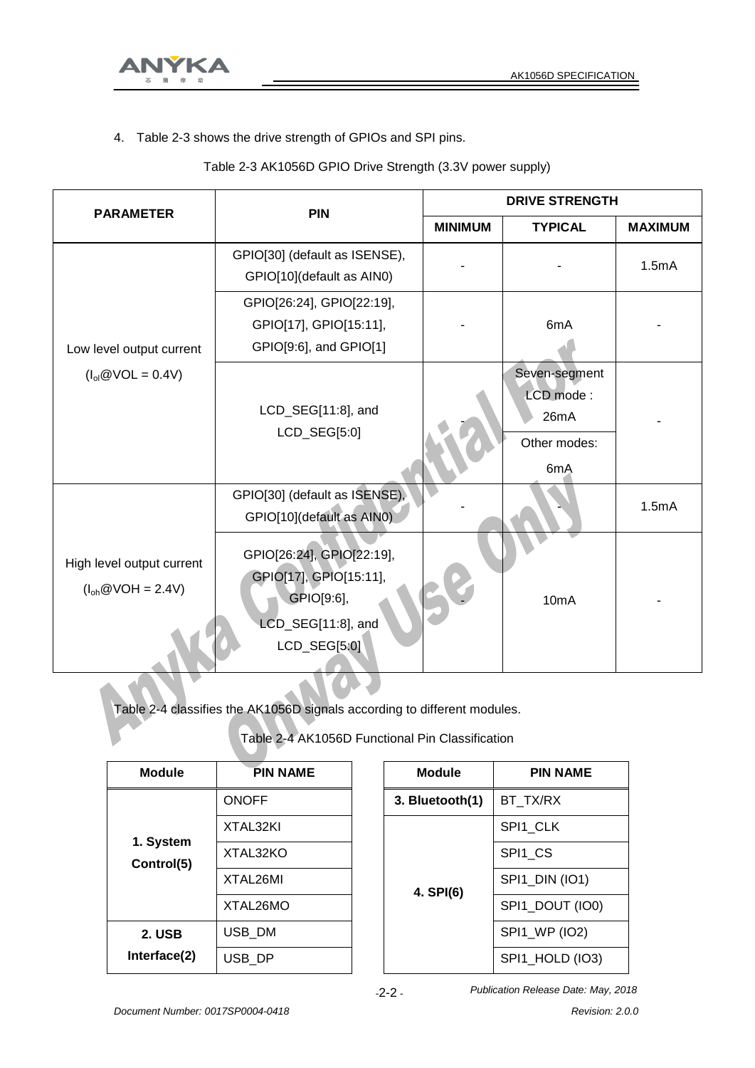4. Table 2-3 shows the drive strength of GPIOs and SPI pins.

Table 2-3 AK1056D GPIO Drive Strength (3.3V power supply)

| PARAMETER | PIN | DRIVE STRENGTH | | |
|---|---|---|---|---|
| | | MINIMUM | TYPICAL | MAXIMUM |
| Low level output current ($I_{ol}$@VOL = 0.4V) | GPIO[30] (default as ISENSE), GPIO[10](default as AIN0) | - | - | 1.5mA |
| | GPIO[26:24], GPIO[22:19], GPIO[17], GPIO[15:11], GPIO[9:6], and GPIO[1] | - | 6mA | - |
| | LCD_SEG[11:8], and LCD_SEG[5:0] | - | Seven-segment LCD mode : 26mA<br>Other modes: 6mA | - |
| High level output current ($I_{oh}$@VOH = 2.4V) | GPIO[30] (default as ISENSE), GPIO[10](default as AIN0) | - | - | 1.5mA |
| | GPIO[26:24], GPIO[22:19], GPIO[17], GPIO[15:11], GPIO[9:6], LCD_SEG[11:8], and LCD_SEG[5:0] | - | 10mA | - |

Table 2-4 classifies the AK1056D signals according to different modules.

Table 2-4 AK1056D Functional Pin Classification

| Module | PIN NAME |
|---|---|
| **1. System Control(5)** | ONOFF |
| | XTAL32KI |
| | XTAL32KO |
| | XTAL26MI |
| | XTAL26MO |
| **2. USB Interface(2)** | USB_DM |
| | USB_DP |

| Module | PIN NAME |
|---|---|
| **3. Bluetooth(1)** | BT_TX/RX |
| **4. SPI(6)** | SPI1_CLK |
| | SPI1_CS |
| | SPI1_DIN (IO1) |
| | SPI1_DOUT (IO0) |
| | SPI1_WP (IO2) |
| | SPI1_HOLD (IO3) |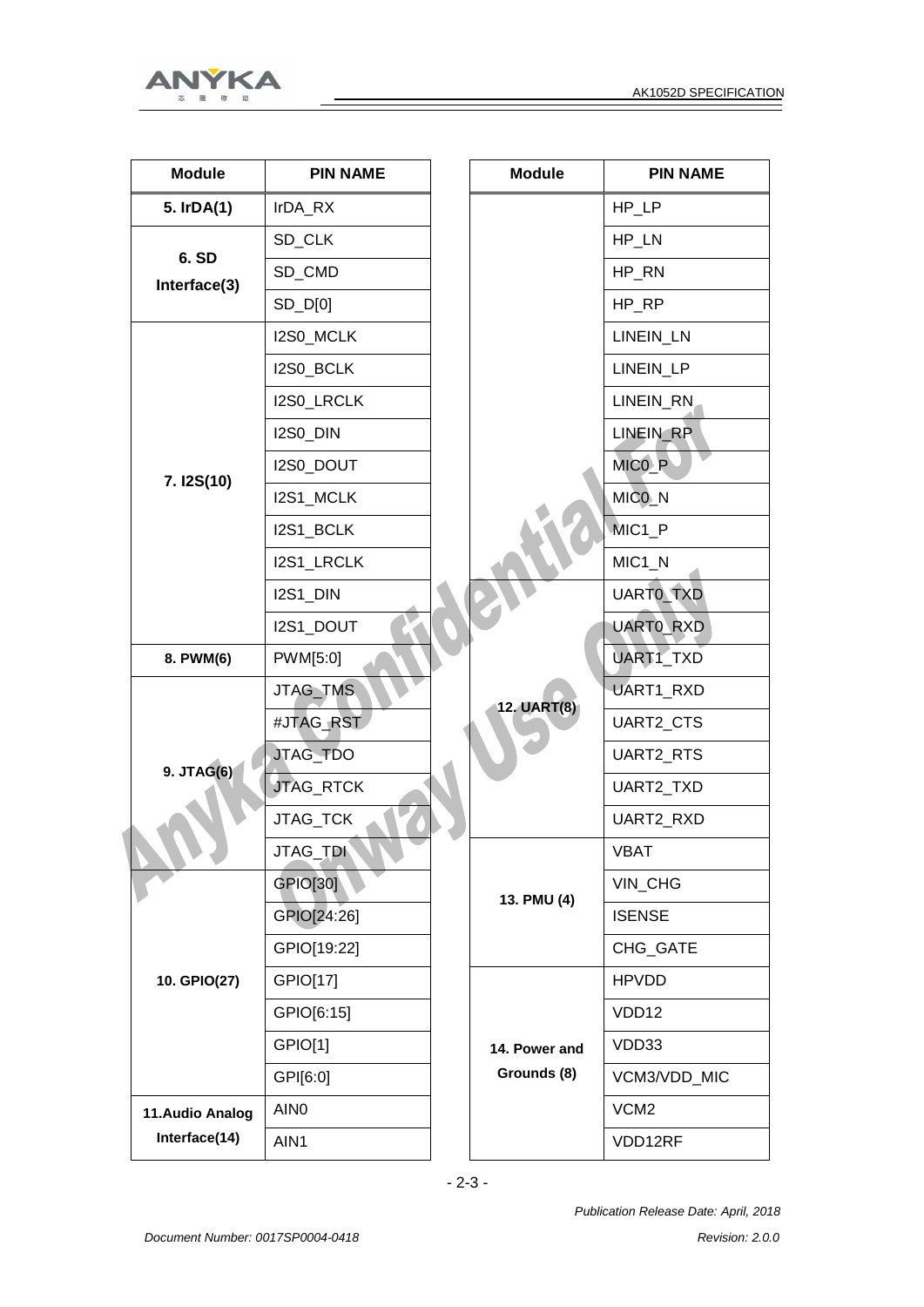| Module | PIN NAME |
|---|---|
| 5. IrDA(1) | IrDA_RX |
| 6. SD Interface(3) | SD_CLK |
| | SD_CMD |
| | SD_D[0] |
| 7. I2S(10) | I2S0_MCLK |
| | I2S0_BCLK |
| | I2S0_LRCLK |
| | I2S0_DIN |
| | I2S0_DOUT |
| | I2S1_MCLK |
| | I2S1_BCLK |
| | I2S1_LRCLK |
| | I2S1_DIN |
| | I2S1_DOUT |
| 8. PWM(6) | PWM[5:0] |
| 9. JTAG(6) | JTAG_TMS |
| | #JTAG_RST |
| | JTAG_TDO |
| | JTAG_RTCK |
| | JTAG_TCK |
| | JTAG_TDI |
| 10. GPIO(27) | GPIO[30] |
| | GPIO[24:26] |
| | GPIO[19:22] |
| | GPIO[17] |
| | GPIO[6:15] |
| | GPIO[1] |
| | GPI[6:0] |
| 11.Audio Analog Interface(14) | AIN0 |
| | AIN1 |
| | HP_LP |
| | HP_LN |
| | HP_RN |
| | HP_RP |
| | LINEIN_LN |
| | LINEIN_LP |
| | LINEIN_RN |
| | LINEIN_RP |
| | MIC0_P |
| | MIC0_N |
| | MIC1_P |
| | MIC1_N |
| 12. UART(8) | UART0_TXD |
| | UART0_RXD |
| | UART1_TXD |
| | UART1_RXD |
| | UART2_CTS |
| | UART2_RTS |
| | UART2_TXD |
| | UART2_RXD |
| 13. PMU (4) | VBAT |
| | VIN_CHG |
| | ISENSE |
| | CHG_GATE |
| 14. Power and Grounds (8) | HPVDD |
| | VDD12 |
| | VDD33 |
| | VCM3/VDD_MIC |
| | VCM2 |
| | VDD12RF |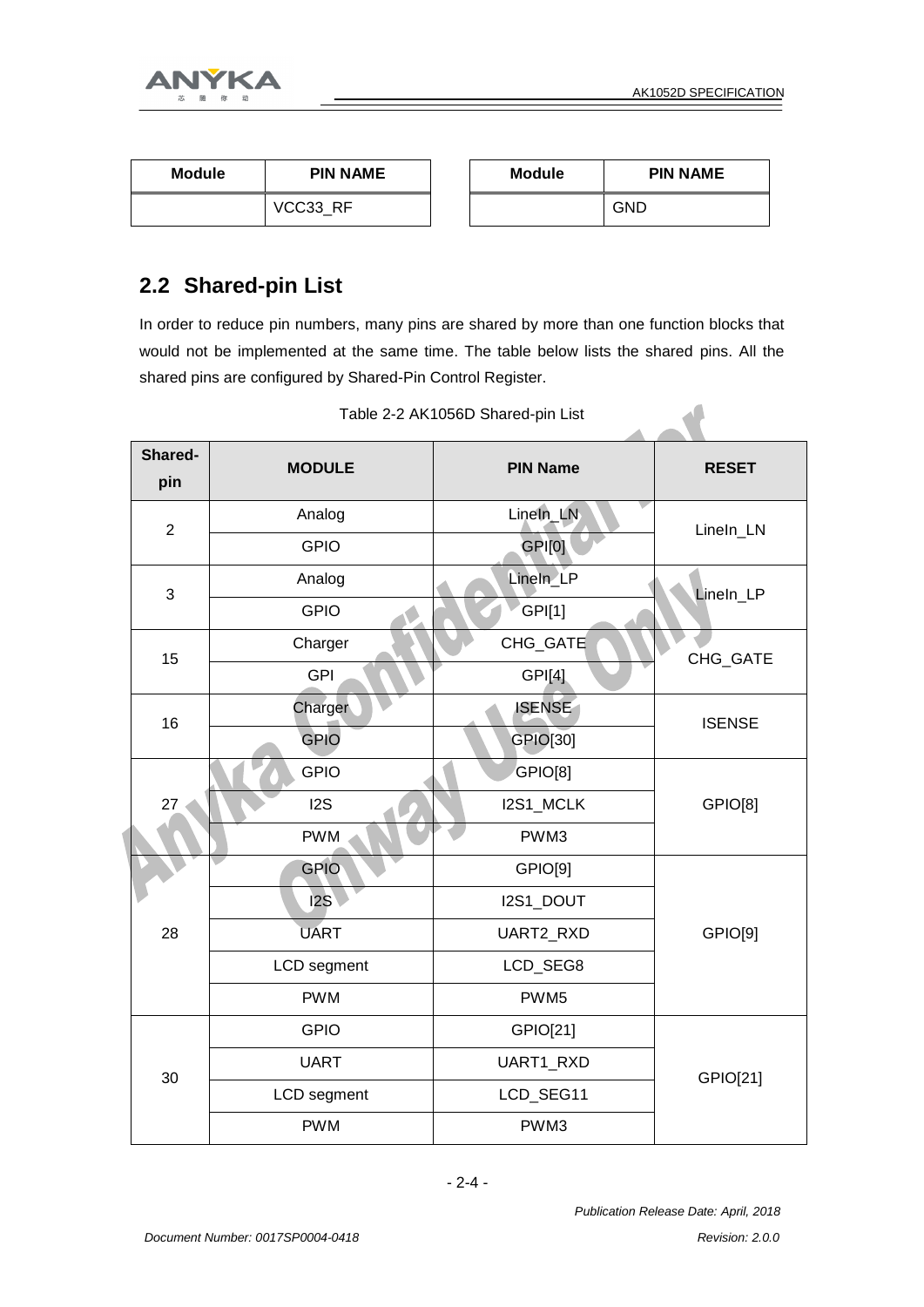| Module | PIN NAME |
| --- | --- |
| | VCC33_RF |

| Module | PIN NAME |
| --- | --- |
| | GND |

## 2.2 Shared-pin List

In order to reduce pin numbers, many pins are shared by more than one function blocks that would not be implemented at the same time. The table below lists the shared pins. All the shared pins are configured by Shared-Pin Control Register.

Table 2-2 AK1056D Shared-pin List

| Shared-pin | MODULE | PIN Name | RESET |
| --- | --- | --- | --- |
| 2 | Analog | LineIn_LN | LineIn_LN |
| | GPIO | GPI[0] | |
| 3 | Analog | LineIn_LP | LineIn_LP |
| | GPIO | GPI[1] | |
| 15 | Charger | CHG_GATE | CHG_GATE |
| | GPI | GPI[4] | |
| 16 | Charger | ISENSE | ISENSE |
| | GPIO | GPIO[30] | |
| 27 | GPIO | GPIO[8] | GPIO[8] |
| | I2S | I2S1_MCLK | |
| | PWM | PWM3 | |
| 28 | GPIO | GPIO[9] | GPIO[9] |
| | I2S | I2S1_DOUT | |
| | UART | UART2_RXD | |
| | LCD segment | LCD_SEG8 | |
| | PWM | PWM5 | |
| 30 | GPIO | GPIO[21] | GPIO[21] |
| | UART | UART1_RXD | |
| | LCD segment | LCD_SEG11 | |
| | PWM | PWM3 | |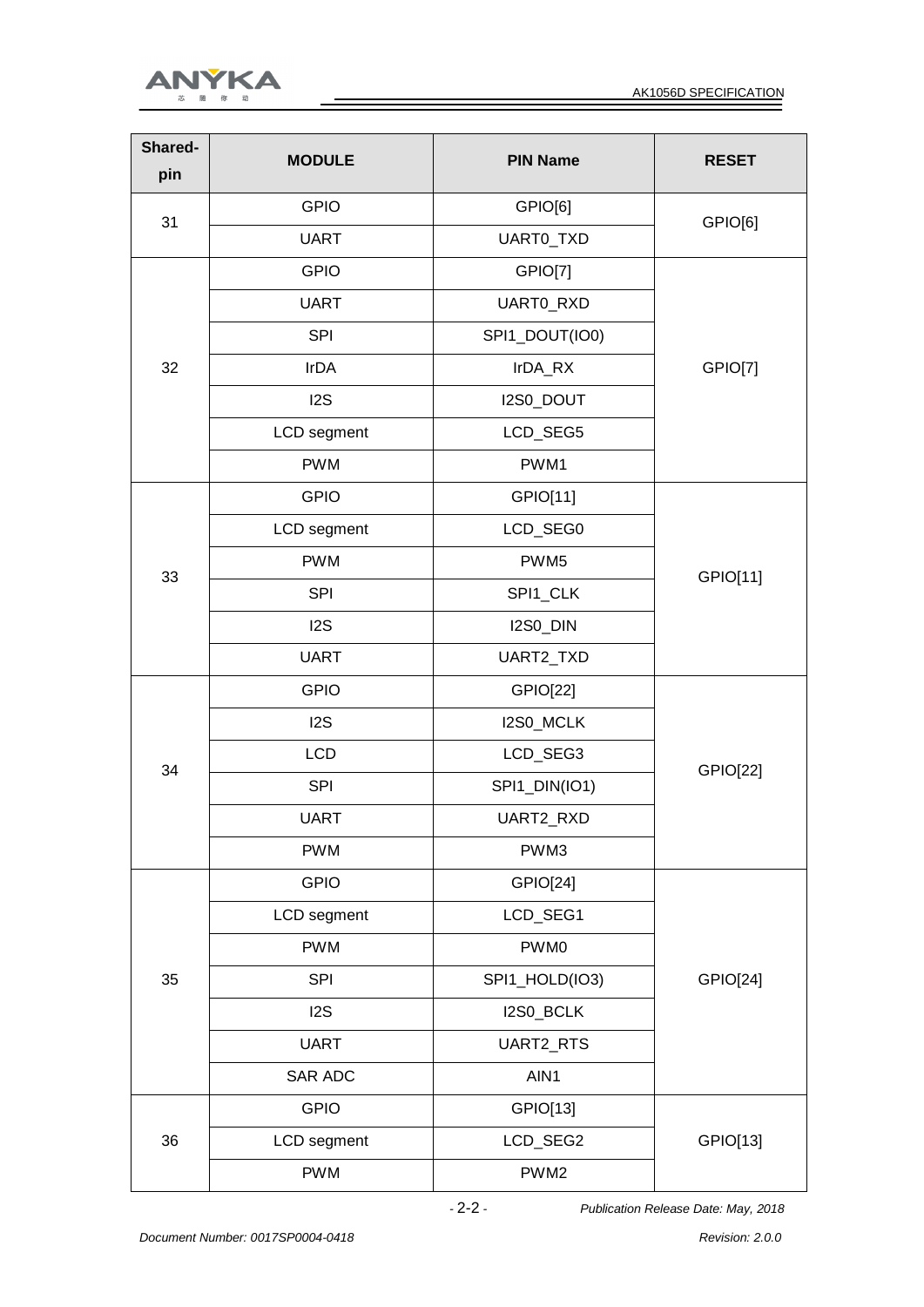| Shared-pin | MODULE | PIN Name | RESET |
|---|---|---|---|
| 31 | GPIO | GPIO[6] | GPIO[6] |
| | UART | UART0_TXD | |
| 32 | GPIO | GPIO[7] | GPIO[7] |
| | UART | UART0_RXD | |
| | SPI | SPI1_DOUT(IO0) | |
| | IrDA | IrDA_RX | |
| | I2S | I2S0_DOUT | |
| | LCD segment | LCD_SEG5 | |
| | PWM | PWM1 | |
| 33 | GPIO | GPIO[11] | GPIO[11] |
| | LCD segment | LCD_SEG0 | |
| | PWM | PWM5 | |
| | SPI | SPI1_CLK | |
| | I2S | I2S0_DIN | |
| | UART | UART2_TXD | |
| 34 | GPIO | GPIO[22] | GPIO[22] |
| | I2S | I2S0_MCLK | |
| | LCD | LCD_SEG3 | |
| | SPI | SPI1_DIN(IO1) | |
| | UART | UART2_RXD | |
| | PWM | PWM3 | |
| 35 | GPIO | GPIO[24] | GPIO[24] |
| | LCD segment | LCD_SEG1 | |
| | PWM | PWM0 | |
| | SPI | SPI1_HOLD(IO3) | |
| | I2S | I2S0_BCLK | |
| | UART | UART2_RTS | |
| | SAR ADC | AIN1 | |
| 36 | GPIO | GPIO[13] | GPIO[13] |
| | LCD segment | LCD_SEG2 | |
| | PWM | PWM2 | |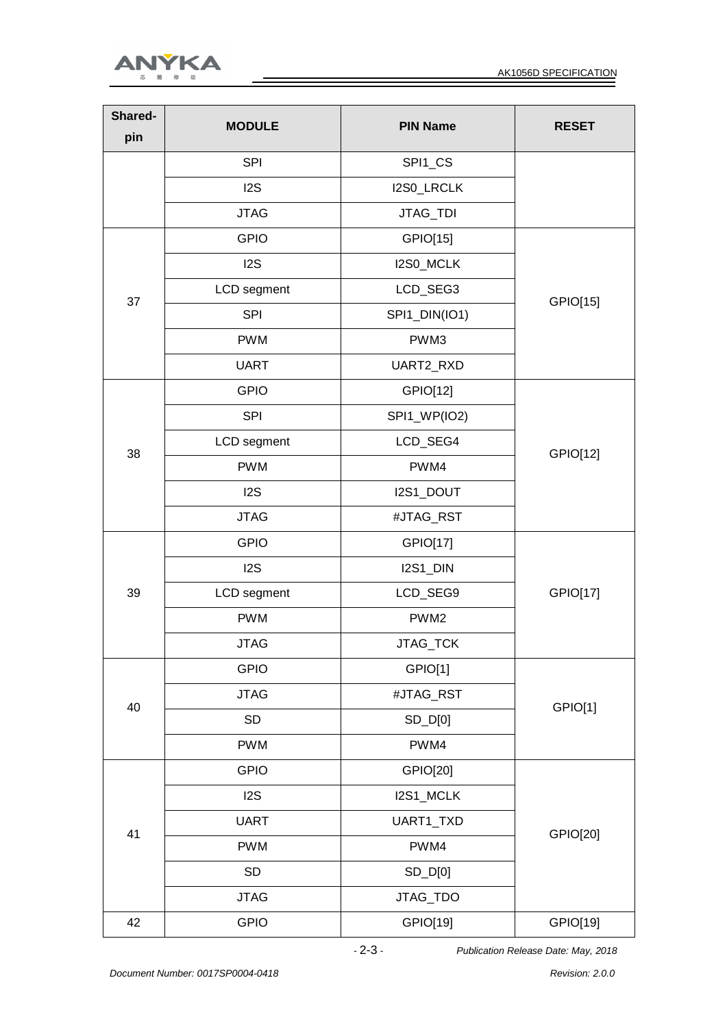| Shared-pin | MODULE | PIN Name | RESET |
|---|---|---|---|
| | SPI | SPI1_CS | |
| | I2S | I2S0_LRCLK | |
| | JTAG | JTAG_TDI | |
| 37 | GPIO | GPIO[15] | GPIO[15] |
| | I2S | I2S0_MCLK | |
| | LCD segment | LCD_SEG3 | |
| | SPI | SPI1_DIN(IO1) | |
| | PWM | PWM3 | |
| | UART | UART2_RXD | |
| 38 | GPIO | GPIO[12] | GPIO[12] |
| | SPI | SPI1_WP(IO2) | |
| | LCD segment | LCD_SEG4 | |
| | PWM | PWM4 | |
| | I2S | I2S1_DOUT | |
| | JTAG | #JTAG_RST | |
| 39 | GPIO | GPIO[17] | GPIO[17] |
| | I2S | I2S1_DIN | |
| | LCD segment | LCD_SEG9 | |
| | PWM | PWM2 | |
| | JTAG | JTAG_TCK | |
| 40 | GPIO | GPIO[1] | GPIO[1] |
| | JTAG | #JTAG_RST | |
| | SD | SD_D[0] | |
| | PWM | PWM4 | |
| 41 | GPIO | GPIO[20] | GPIO[20] |
| | I2S | I2S1_MCLK | |
| | UART | UART1_TXD | |
| | PWM | PWM4 | |
| | SD | SD_D[0] | |
| | JTAG | JTAG_TDO | |
| 42 | GPIO | GPIO[19] | GPIO[19] |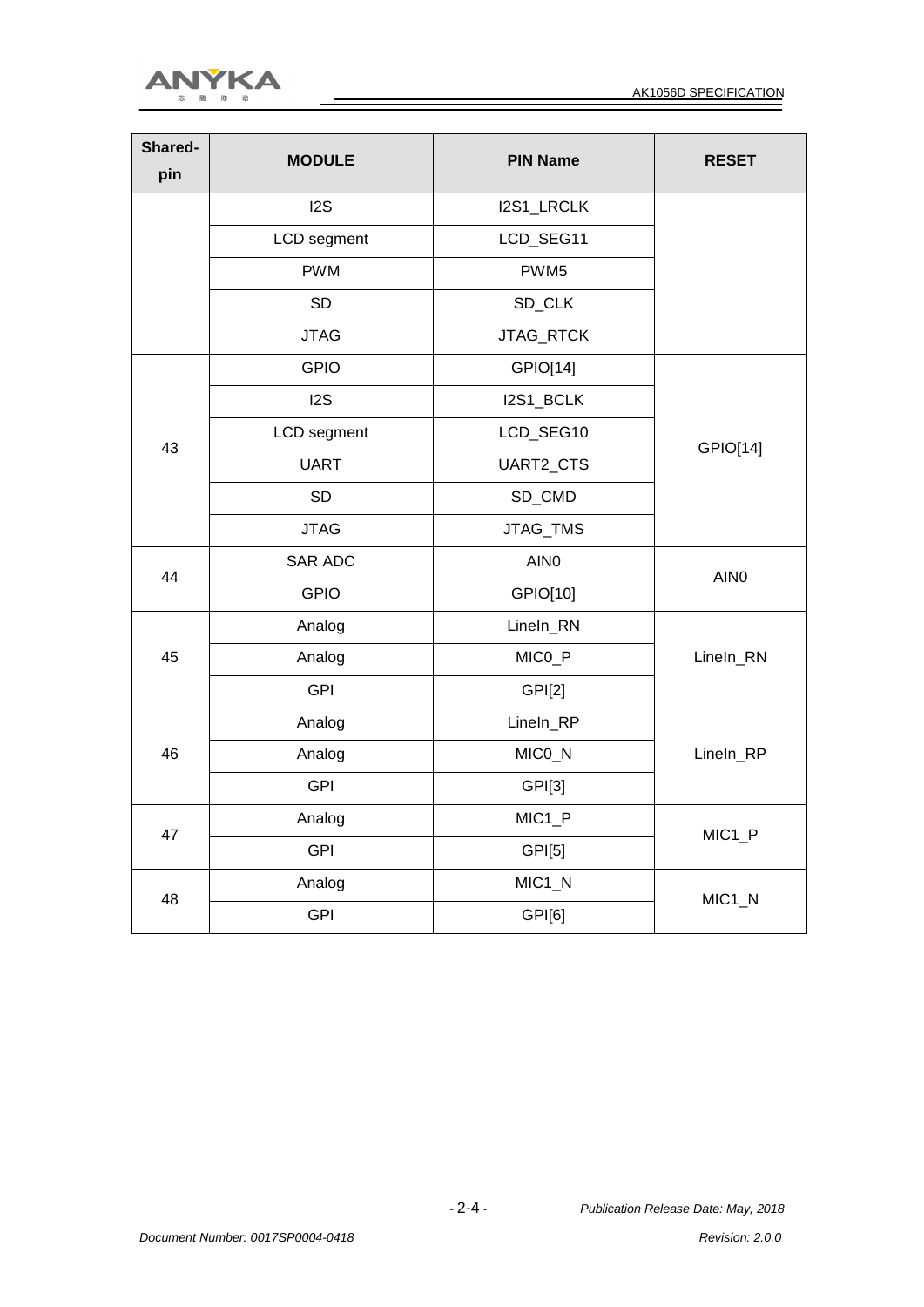| Shared-pin | MODULE | PIN Name | RESET |
| --- | --- | --- | --- |
| | I2S | I2S1_LRCLK | |
| | LCD segment | LCD_SEG11 | |
| | PWM | PWM5 | |
| | SD | SD_CLK | |
| | JTAG | JTAG_RTCK | |
| 43 | GPIO | GPIO[14] | GPIO[14] |
| | I2S | I2S1_BCLK | |
| | LCD segment | LCD_SEG10 | |
| | UART | UART2_CTS | |
| | SD | SD_CMD | |
| | JTAG | JTAG_TMS | |
| 44 | SAR ADC | AIN0 | AIN0 |
| | GPIO | GPIO[10] | |
| 45 | Analog | LineIn_RN | LineIn_RN |
| | Analog | MIC0_P | |
| | GPI | GPI[2] | |
| 46 | Analog | LineIn_RP | LineIn_RP |
| | Analog | MIC0_N | |
| | GPI | GPI[3] | |
| 47 | Analog | MIC1_P | MIC1_P |
| | GPI | GPI[5] | |
| 48 | Analog | MIC1_N | MIC1_N |
| | GPI | GPI[6] | |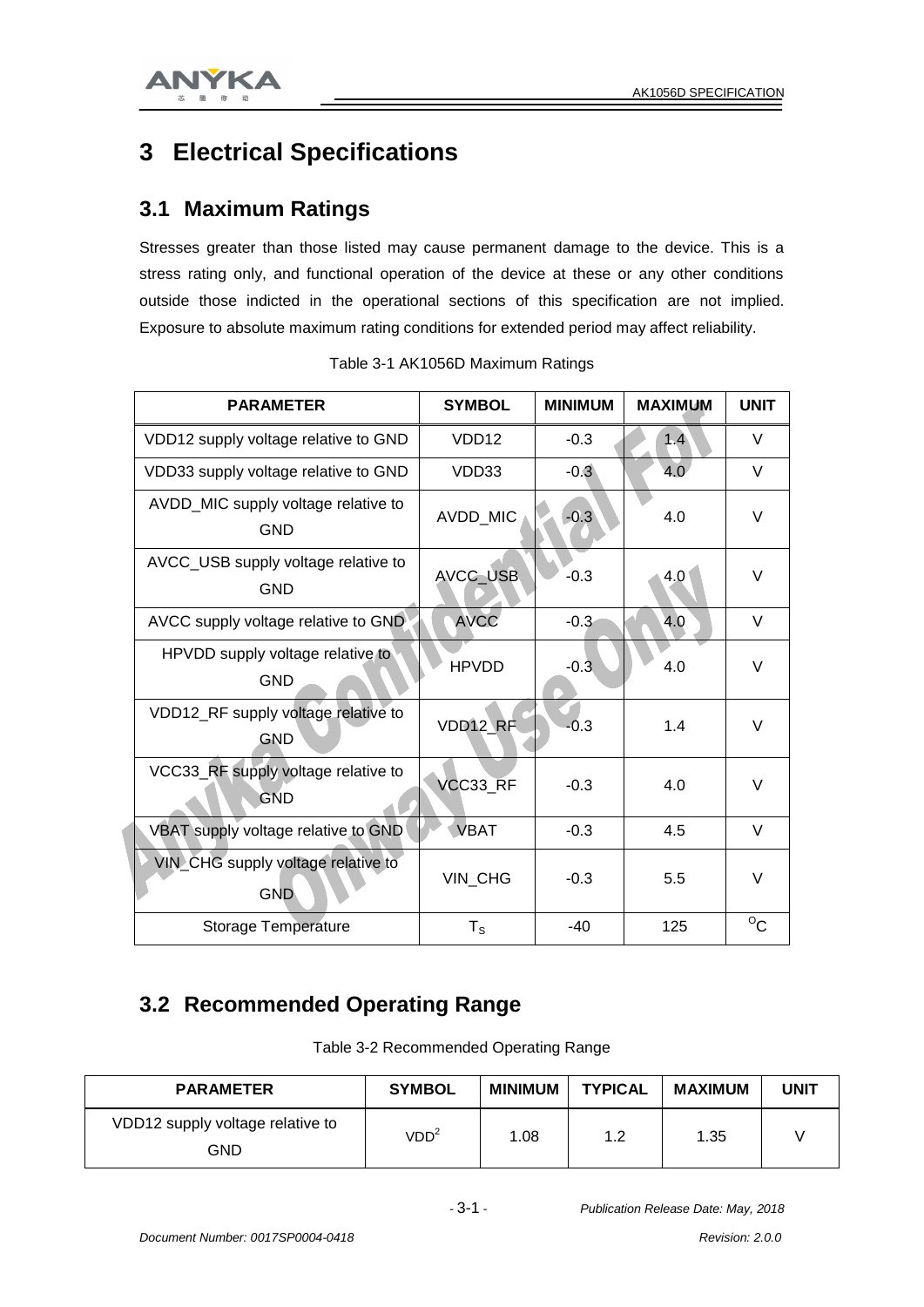# 3 Electrical Specifications

## 3.1 Maximum Ratings

Stresses greater than those listed may cause permanent damage to the device. This is a stress rating only, and functional operation of the device at these or any other conditions outside those indicted in the operational sections of this specification are not implied. Exposure to absolute maximum rating conditions for extended period may affect reliability.

Table 3-1 AK1056D Maximum Ratings

| PARAMETER | SYMBOL | MINIMUM | MAXIMUM | UNIT |
|---|---|---|---|---|
| VDD12 supply voltage relative to GND | VDD12 | -0.3 | 1.4 | V |
| VDD33 supply voltage relative to GND | VDD33 | -0.3 | 4.0 | V |
| AVDD_MIC supply voltage relative to GND | AVDD_MIC | -0.3 | 4.0 | V |
| AVCC_USB supply voltage relative to GND | AVCC_USB | -0.3 | 4.0 | V |
| AVCC supply voltage relative to GND | AVCC | -0.3 | 4.0 | V |
| HPVDD supply voltage relative to GND | HPVDD | -0.3 | 4.0 | V |
| VDD12_RF supply voltage relative to GND | VDD12_RF | -0.3 | 1.4 | V |
| VCC33_RF supply voltage relative to GND | VCC33_RF | -0.3 | 4.0 | V |
| VBAT supply voltage relative to GND | VBAT | -0.3 | 4.5 | V |
| VIN_CHG supply voltage relative to GND | VIN_CHG | -0.3 | 5.5 | V |
| Storage Temperature | $T_S$ | -40 | 125 | $^oC$ |

## 3.2 Recommended Operating Range

Table 3-2 Recommended Operating Range

| PARAMETER | SYMBOL | MINIMUM | TYPICAL | MAXIMUM | UNIT |
|---|---|---|---|---|---|
| VDD12 supply voltage relative to GND | $VDD^2$ | 1.08 | 1.2 | 1.35 | V |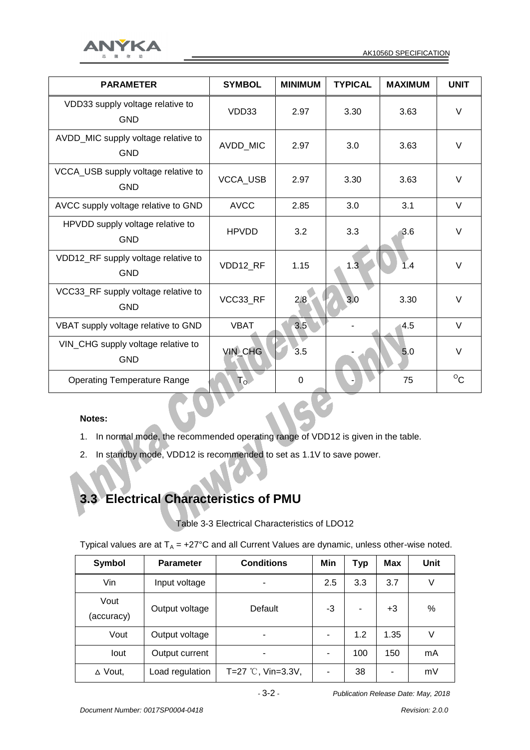| PARAMETER | SYMBOL | MINIMUM | TYPICAL | MAXIMUM | UNIT |
|---|---|---|---|---|---|
| VDD33 supply voltage relative to GND | VDD33 | 2.97 | 3.30 | 3.63 | V |
| AVDD_MIC supply voltage relative to GND | AVDD_MIC | 2.97 | 3.0 | 3.63 | V |
| VCCA_USB supply voltage relative to GND | VCCA_USB | 2.97 | 3.30 | 3.63 | V |
| AVCC supply voltage relative to GND | AVCC | 2.85 | 3.0 | 3.1 | V |
| HPVDD supply voltage relative to GND | HPVDD | 3.2 | 3.3 | 3.6 | V |
| VDD12_RF supply voltage relative to GND | VDD12_RF | 1.15 | 1.3 | 1.4 | V |
| VCC33_RF supply voltage relative to GND | VCC33_RF | 2.8 | 3.0 | 3.30 | V |
| VBAT supply voltage relative to GND | VBAT | 3.5 | - | 4.5 | V |
| VIN_CHG supply voltage relative to GND | VIN_CHG | 3.5 | - | 5.0 | V |
| Operating Temperature Range | $T_O$ | 0 | - | 75 | °C |

**Notes:**

1. In normal mode, the recommended operating range of VDD12 is given in the table.
2. In standby mode, VDD12 is recommended to set as 1.1V to save power.

## 3.3 Electrical Characteristics of PMU

Table 3-3 Electrical Characteristics of LDO12

Typical values are at $T_A$ = +27°C and all Current Values are dynamic, unless other-wise noted.

| Symbol | Parameter | Conditions | Min | Typ | Max | Unit |
|---|---|---|---|---|---|---|
| Vin | Input voltage | - | 2.5 | 3.3 | 3.7 | V |
| Vout (accuracy) | Output voltage | Default | -3 | - | +3 | % |
| Vout | Output voltage | - | - | 1.2 | 1.35 | V |
| Iout | Output current | - | - | 100 | 150 | mA |
| △ Vout, | Load regulation | T=27 ℃, Vin=3.3V, | - | 38 | - | mV |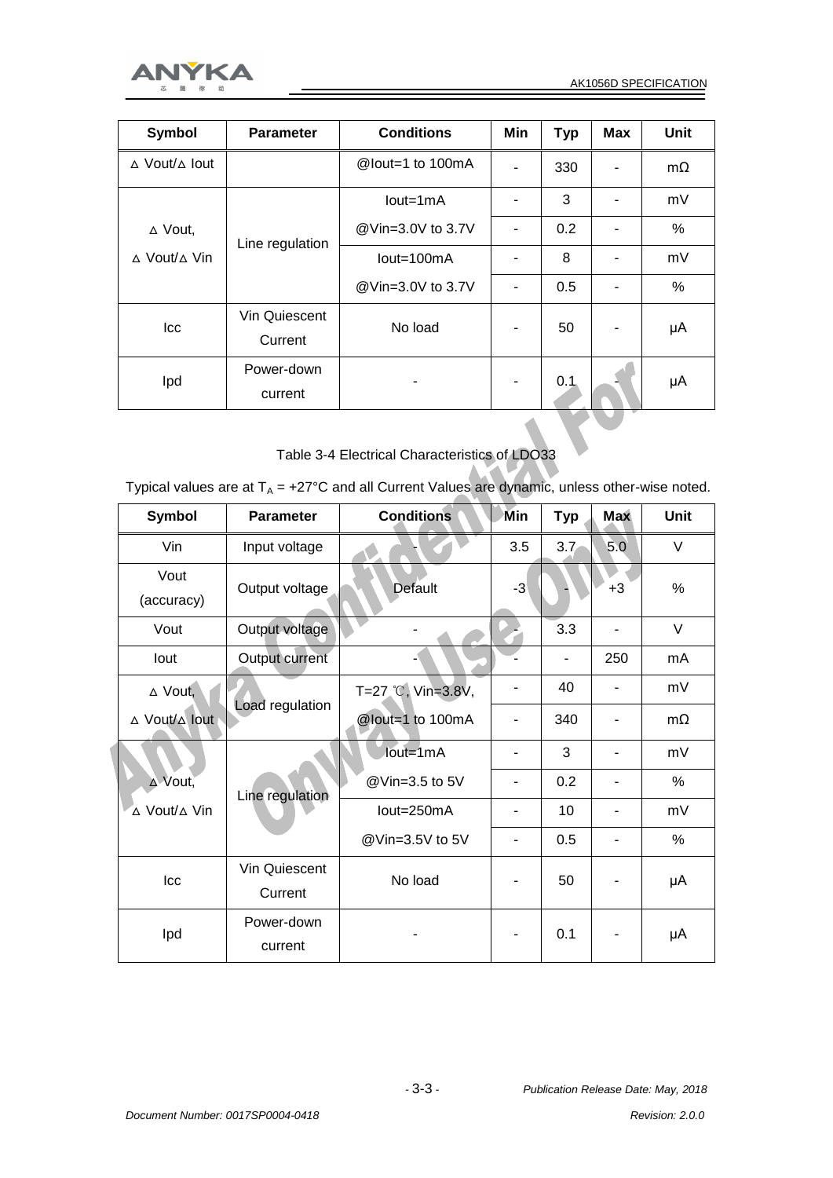| Symbol | Parameter | Conditions | Min | Typ | Max | Unit |
|---|---|---|---|---|---|---|
| △ Vout/△ Iout | | @Iout=1 to 100mA | - | 330 | - | mΩ |
| △ Vout, △ Vout/△ Vin | Line regulation | Iout=1mA | - | 3 | - | mV |
| | | @Vin=3.0V to 3.7V | - | 0.2 | - | % |
| | | Iout=100mA | - | 8 | - | mV |
| | | @Vin=3.0V to 3.7V | - | 0.5 | - | % |
| Icc | Vin Quiescent Current | No load | - | 50 | - | μA |
| Ipd | Power-down current | - | - | 0.1 | - | μA |

Table 3-4 Electrical Characteristics of LDO33

Typical values are at $T_A$ = +27°C and all Current Values are dynamic, unless other-wise noted.

| Symbol | Parameter | Conditions | Min | Typ | Max | Unit |
|---|---|---|---|---|---|---|
| Vin | Input voltage | - | 3.5 | 3.7 | 5.0 | V |
| Vout (accuracy) | Output voltage | Default | -3 | - | +3 | % |
| Vout | Output voltage | - | - | 3.3 | - | V |
| Iout | Output current | - | - | - | 250 | mA |
| △ Vout, △ Vout/△ Iout | Load regulation | T=27 ℃, Vin=3.8V, | - | 40 | - | mV |
| | | @Iout=1 to 100mA | - | 340 | - | mΩ |
| △ Vout, △ Vout/△ Vin | Line regulation | Iout=1mA | - | 3 | - | mV |
| | | @Vin=3.5 to 5V | - | 0.2 | - | % |
| | | Iout=250mA | - | 10 | - | mV |
| | | @Vin=3.5V to 5V | - | 0.5 | - | % |
| Icc | Vin Quiescent Current | No load | - | 50 | - | μA |
| Ipd | Power-down current | - | - | 0.1 | - | μA |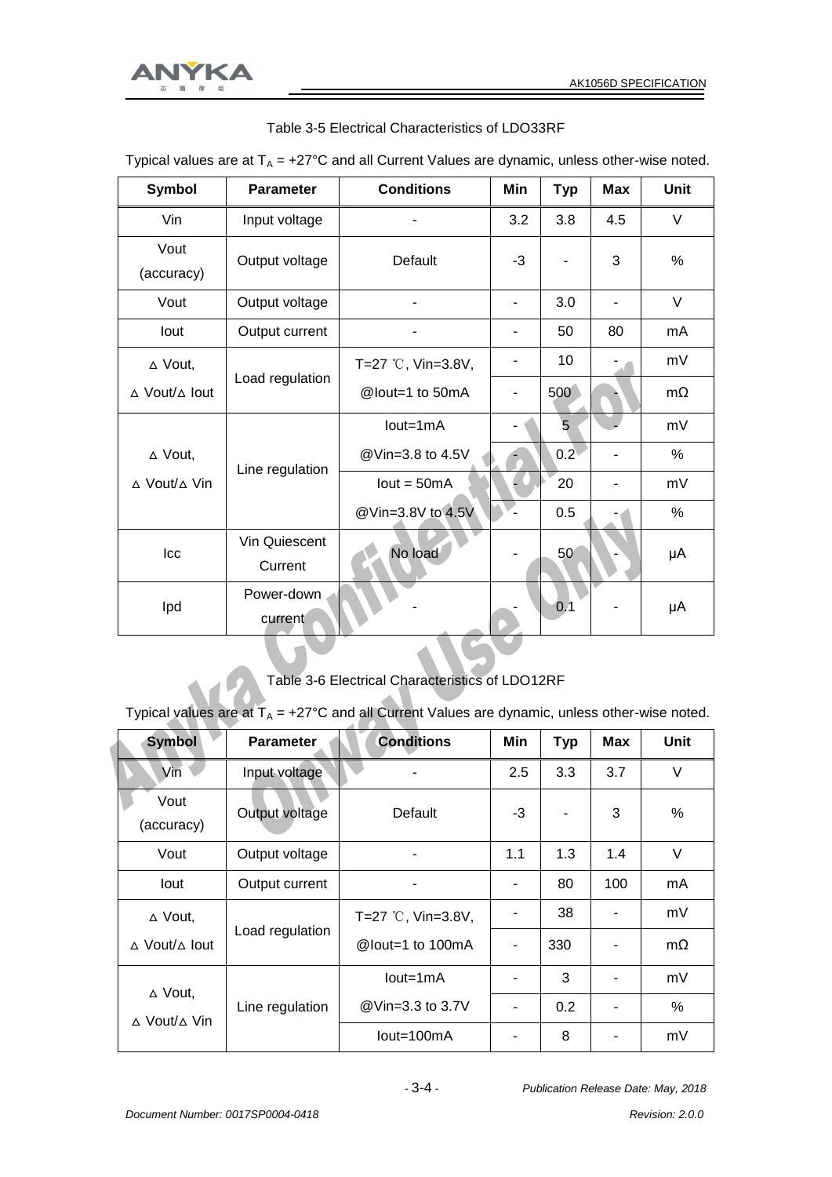Table 3-5 Electrical Characteristics of LDO33RF

Typical values are at $T_A$ = +27°C and all Current Values are dynamic, unless other-wise noted.

| Symbol | Parameter | Conditions | Min | Typ | Max | Unit |
|---|---|---|---|---|---|---|
| Vin | Input voltage | - | 3.2 | 3.8 | 4.5 | V |
| Vout (accuracy) | Output voltage | Default | -3 | - | 3 | % |
| Vout | Output voltage | - | - | 3.0 | - | V |
| Iout | Output current | - | - | 50 | 80 | mA |
| △ Vout, | Load regulation | T=27 ℃, Vin=3.8V, | - | 10 | - | mV |
| △ Vout/△ Iout | | @Iout=1 to 50mA | - | 500 | - | mΩ |
| △ Vout, | Line regulation | Iout=1mA | - | 5 | - | mV |
| △ Vout/△ Vin | | @Vin=3.8 to 4.5V | - | 0.2 | - | % |
| | | Iout = 50mA | - | 20 | - | mV |
| | | @Vin=3.8V to 4.5V | - | 0.5 | - | % |
| Icc | Vin Quiescent Current | No load | - | 50 | - | μA |
| Ipd | Power-down current | - | - | 0.1 | - | μA |

Table 3-6 Electrical Characteristics of LDO12RF

Typical values are at $T_A$ = +27°C and all Current Values are dynamic, unless other-wise noted.

| Symbol | Parameter | Conditions | Min | Typ | Max | Unit |
|---|---|---|---|---|---|---|
| Vin | Input voltage | - | 2.5 | 3.3 | 3.7 | V |
| Vout (accuracy) | Output voltage | Default | -3 | - | 3 | % |
| Vout | Output voltage | - | 1.1 | 1.3 | 1.4 | V |
| Iout | Output current | - | - | 80 | 100 | mA |
| △ Vout, | Load regulation | T=27 ℃, Vin=3.8V, | - | 38 | - | mV |
| △ Vout/△ Iout | | @Iout=1 to 100mA | - | 330 | - | mΩ |
| △ Vout, | Line regulation | Iout=1mA | - | 3 | - | mV |
| △ Vout/△ Vin | | @Vin=3.3 to 3.7V | - | 0.2 | - | % |
| | | Iout=100mA | - | 8 | - | mV |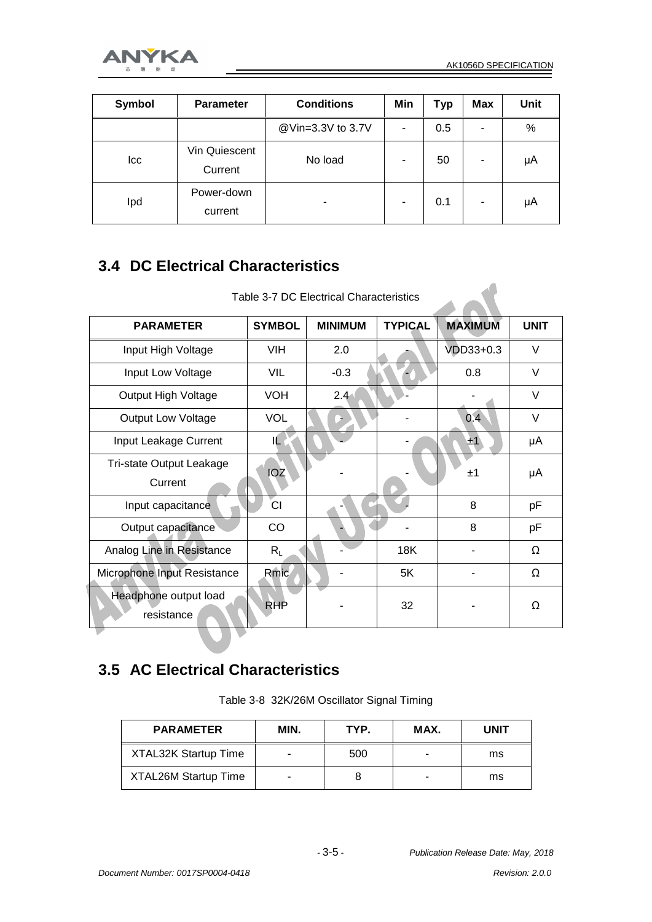| Symbol | Parameter | Conditions | Min | Typ | Max | Unit |
|---|---|---|---|---|---|---|
| | | @Vin=3.3V to 3.7V | - | 0.5 | - | % |
| Icc | Vin Quiescent Current | No load | - | 50 | - | μA |
| Ipd | Power-down current | - | - | 0.1 | - | μA |

## 3.4 DC Electrical Characteristics

Table 3-7 DC Electrical Characteristics

| PARAMETER | SYMBOL | MINIMUM | TYPICAL | MAXIMUM | UNIT |
|---|---|---|---|---|---|
| Input High Voltage | VIH | 2.0 | - | VDD33+0.3 | V |
| Input Low Voltage | VIL | -0.3 | - | 0.8 | V |
| Output High Voltage | VOH | 2.4 | - | - | V |
| Output Low Voltage | VOL | - | - | 0.4 | V |
| Input Leakage Current | IL | - | - | ±1 | μA |
| Tri-state Output Leakage Current | IOZ | - | - | ±1 | μA |
| Input capacitance | CI | - | - | 8 | pF |
| Output capacitance | CO | - | - | 8 | pF |
| Analog Line in Resistance | $R_L$ | - | 18K | - | Ω |
| Microphone Input Resistance | Rmic | - | 5K | - | Ω |
| Headphone output load resistance | RHP | - | 32 | - | Ω |

## 3.5 AC Electrical Characteristics

Table 3-8 32K/26M Oscillator Signal Timing

| PARAMETER | MIN. | TYP. | MAX. | UNIT |
|---|---|---|---|---|
| XTAL32K Startup Time | - | 500 | - | ms |
| XTAL26M Startup Time | - | 8 | - | ms |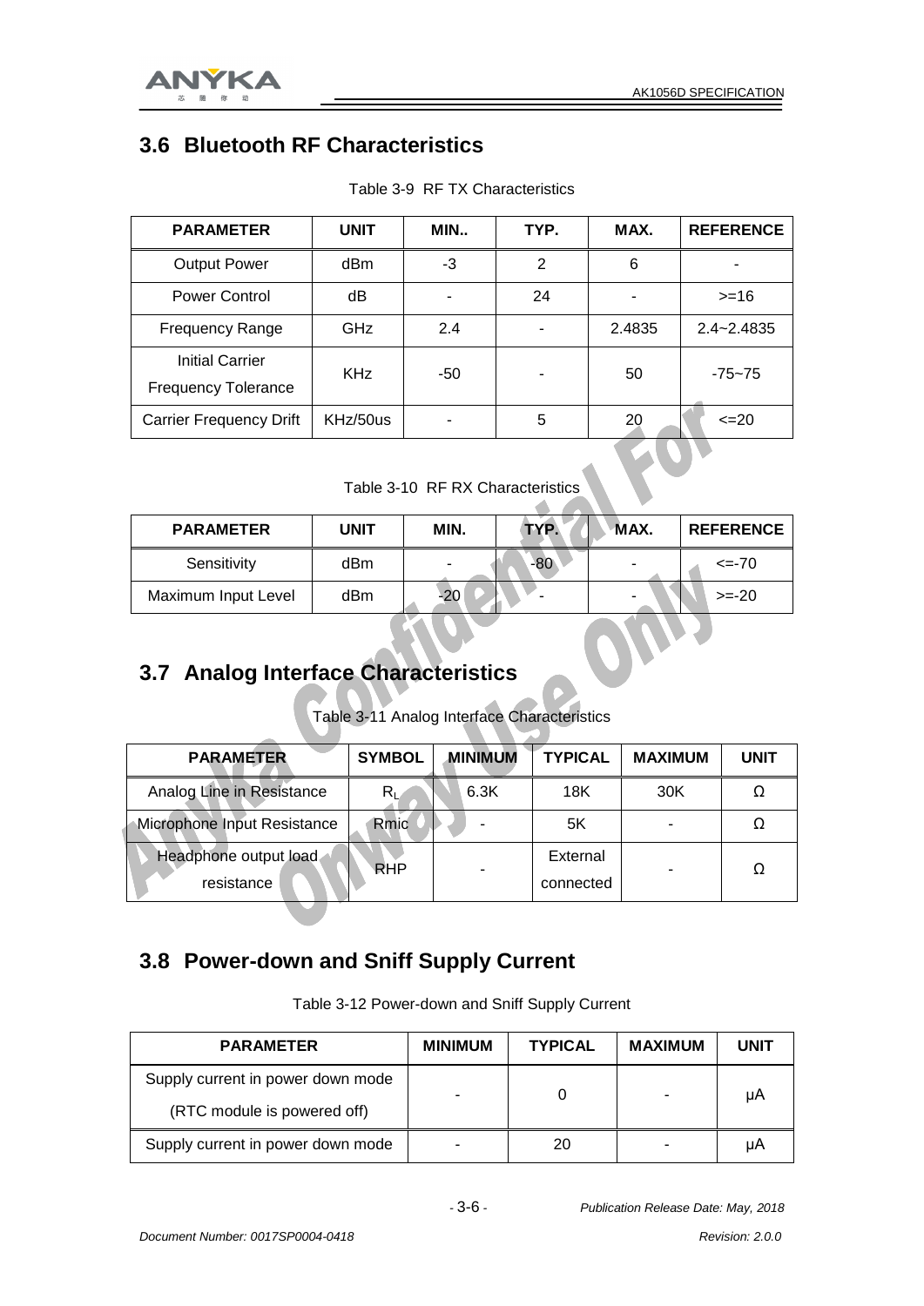## 3.6 Bluetooth RF Characteristics

Table 3-9 RF TX Characteristics

| PARAMETER | UNIT | MIN.. | TYP. | MAX. | REFERENCE |
|---|---|---|---|---|---|
| Output Power | dBm | -3 | 2 | 6 | - |
| Power Control | dB | - | 24 | - | >=16 |
| Frequency Range | GHz | 2.4 | - | 2.4835 | 2.4~2.4835 |
| Initial Carrier Frequency Tolerance | KHz | -50 | - | 50 | -75~75 |
| Carrier Frequency Drift | KHz/50us | - | 5 | 20 | <=20 |

Table 3-10 RF RX Characteristics

| PARAMETER | UNIT | MIN. | TYP. | MAX. | REFERENCE |
|---|---|---|---|---|---|
| Sensitivity | dBm | - | -80 | - | <=-70 |
| Maximum Input Level | dBm | -20 | - | - | >=-20 |

## 3.7 Analog Interface Characteristics

Table 3-11 Analog Interface Characteristics

| PARAMETER | SYMBOL | MINIMUM | TYPICAL | MAXIMUM | UNIT |
|---|---|---|---|---|---|
| Analog Line in Resistance | $R_L$ | 6.3K | 18K | 30K | Ω |
| Microphone Input Resistance | Rmic | - | 5K | - | Ω |
| Headphone output load resistance | RHP | - | External connected | - | Ω |

## 3.8 Power-down and Sniff Supply Current

Table 3-12 Power-down and Sniff Supply Current

| PARAMETER | MINIMUM | TYPICAL | MAXIMUM | UNIT |
|---|---|---|---|---|
| Supply current in power down mode (RTC module is powered off) | - | 0 | - | μA |
| Supply current in power down mode | - | 20 | - | μA |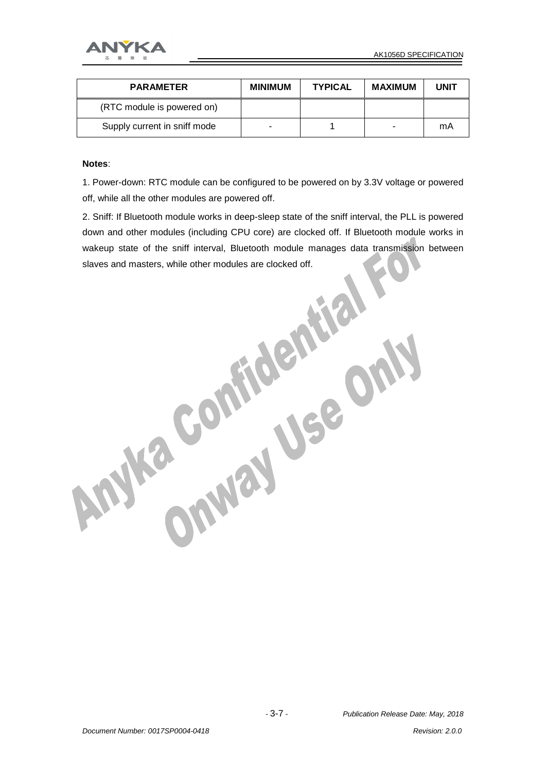| PARAMETER | MINIMUM | TYPICAL | MAXIMUM | UNIT |
|---|---|---|---|---|
| (RTC module is powered on) | | | | |
| Supply current in sniff mode | - | 1 | - | mA |

**Notes**:

1. Power-down: RTC module can be configured to be powered on by 3.3V voltage or powered off, while all the other modules are powered off.

2. Sniff: If Bluetooth module works in deep-sleep state of the sniff interval, the PLL is powered down and other modules (including CPU core) are clocked off. If Bluetooth module works in wakeup state of the sniff interval, Bluetooth module manages data transmission between slaves and masters, while other modules are clocked off.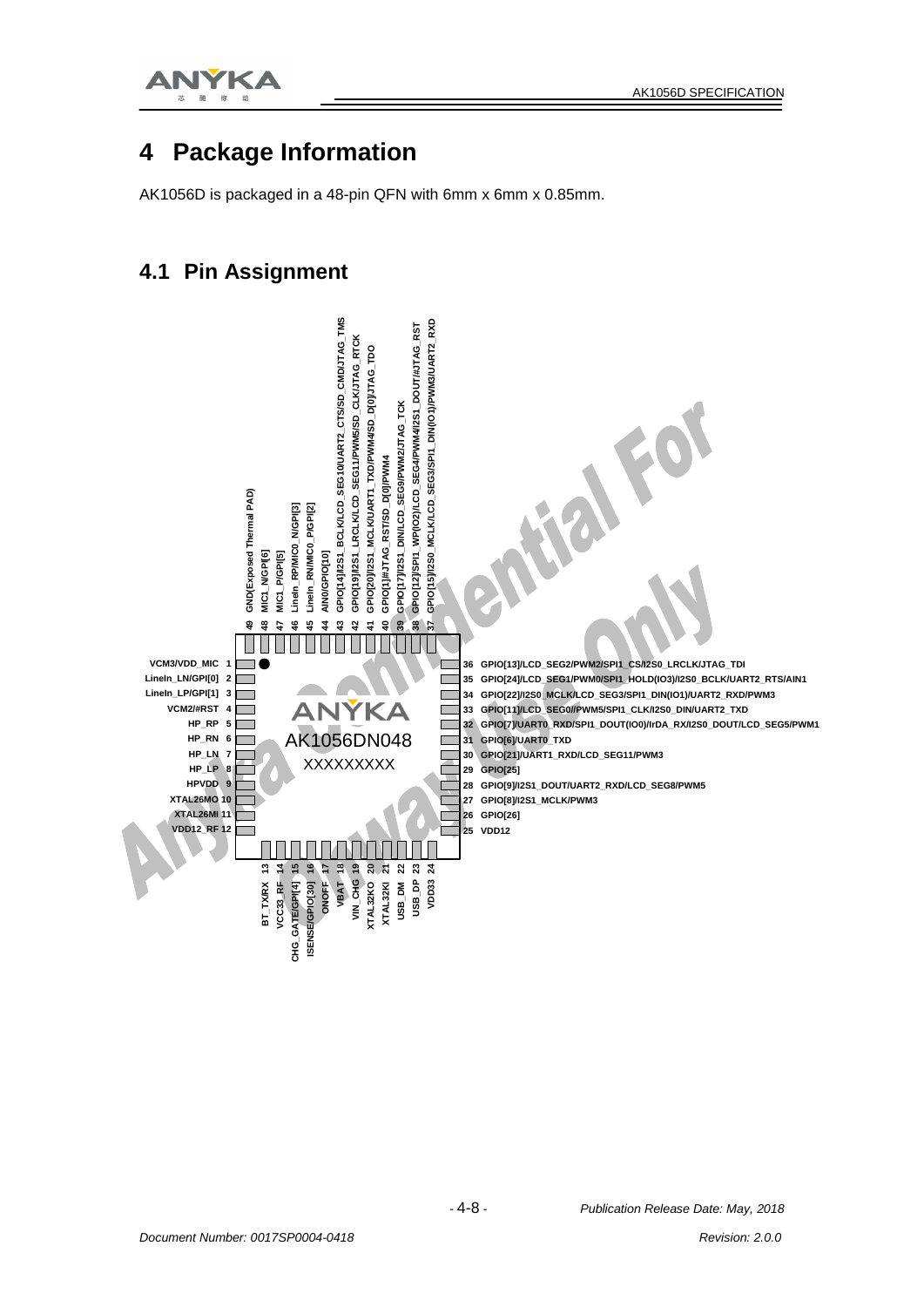# 4 Package Information

AK1056D is packaged in a 48-pin QFN with 6mm x 6mm x 0.85mm.

## 4.1 Pin Assignment

| Pin | Name |
|---|---|
| 1 | VCM3/VDD_MIC |
| 2 | LineIn_LN/GPI[0] |
| 3 | LineIn_LP/GPI[1] |
| 4 | VCM2/#RST |
| 5 | HP_RP |
| 6 | HP_RN |
| 7 | HP_LN |
| 8 | HP_LP |
| 9 | HPVDD |
| 10 | XTAL26MO |
| 11 | XTAL26MI |
| 12 | VDD12_RF |
| 13 | BT_TXRX |
| 14 | VCC33_RF |
| 15 | CHG_GATE/GPI[4] |
| 16 | ISENSE/GPIO[30] |
| 17 | ONOFF |
| 18 | VBAT |
| 19 | VIN_CHG |
| 20 | XTAL32KO |
| 21 | XTAL32KI |
| 22 | USB_DM |
| 23 | USB_DP |
| 24 | VDD33 |
| 25 | VDD12 |
| 26 | GPIO[26] |
| 27 | GPIO[8]/I2S1_MCLK/PWM3 |
| 28 | GPIO[9]/I2S1_DOUT/UART2_RXD/LCD_SEG8/PWM5 |
| 29 | GPIO[25] |
| 30 | GPIO[21]/UART1_RXD/LCD_SEG11/PWM3 |
| 31 | GPIO[6]/UART0_TXD |
| 32 | GPIO[7]/UART0_RXD/SPI1_DOUT(IO0)/IrDA_RX/I2S0_DOUT/LCD_SEG5/PWM1 |
| 33 | GPIO[11]/LCD_SEG0//PWM5/SPI1_CLK/I2S0_DIN/UART2_TXD |
| 34 | GPIO[22]/I2S0_MCLK/LCD_SEG3/SPI1_DIN(IO1)/UART2_RXD/PWM3 |
| 35 | GPIO[24]/LCD_SEG1/PWM0/SPI1_HOLD(IO3)/I2S0_BCLK/UART2_RTS/AIN1 |
| 36 | GPIO[13]/LCD_SEG2/PWM2/SPI1_CS/I2S0_LRCLK/JTAG_TDI |
| 37 | GPIO[15]/I2S0_MCLK/LCD_SEG3/SPI1_DIN(IO1)/PWM3/UART2_RXD |
| 38 | GPIO[12]/SPI1_WP(IO2)/LCD_SEG4/PWM4/I2S1_DOUT/#JTAG_RST |
| 39 | GPIO[17]/I2S1_DIN/LCD_SEG9/PWM2/JTAG_TCK |
| 40 | GPIO[1]/#JTAG_RST/SD_D[0]/PWM4 |
| 41 | GPIO[20]/I2S1_MCLK/UART1_TXD/PWM4/SD_D[0]/JTAG_TDO |
| 42 | GPIO[19]/I2S1_LRCLK/LCD_SEG11/PWM5/SD_CLK/JTAG_RTCK |
| 43 | GPIO[14]/I2S1_BCLK/LCD_SEG10/UART2_CTS/SD_CMD/JTAG_TMS |
| 44 | AIN0/GPIO[10] |
| 45 | LineIn_RN/MIC0_P/GPI[2] |
| 46 | LineIn_RP/MIC0_N/GPI[3] |
| 47 | MIC1_P/GPI[5] |
| 48 | MIC1_N/GPI[6] |
| 49 | GND(Exposed Thermal PAD) |

Package marking: ANYKA AK1056DN048 XXXXXXXXX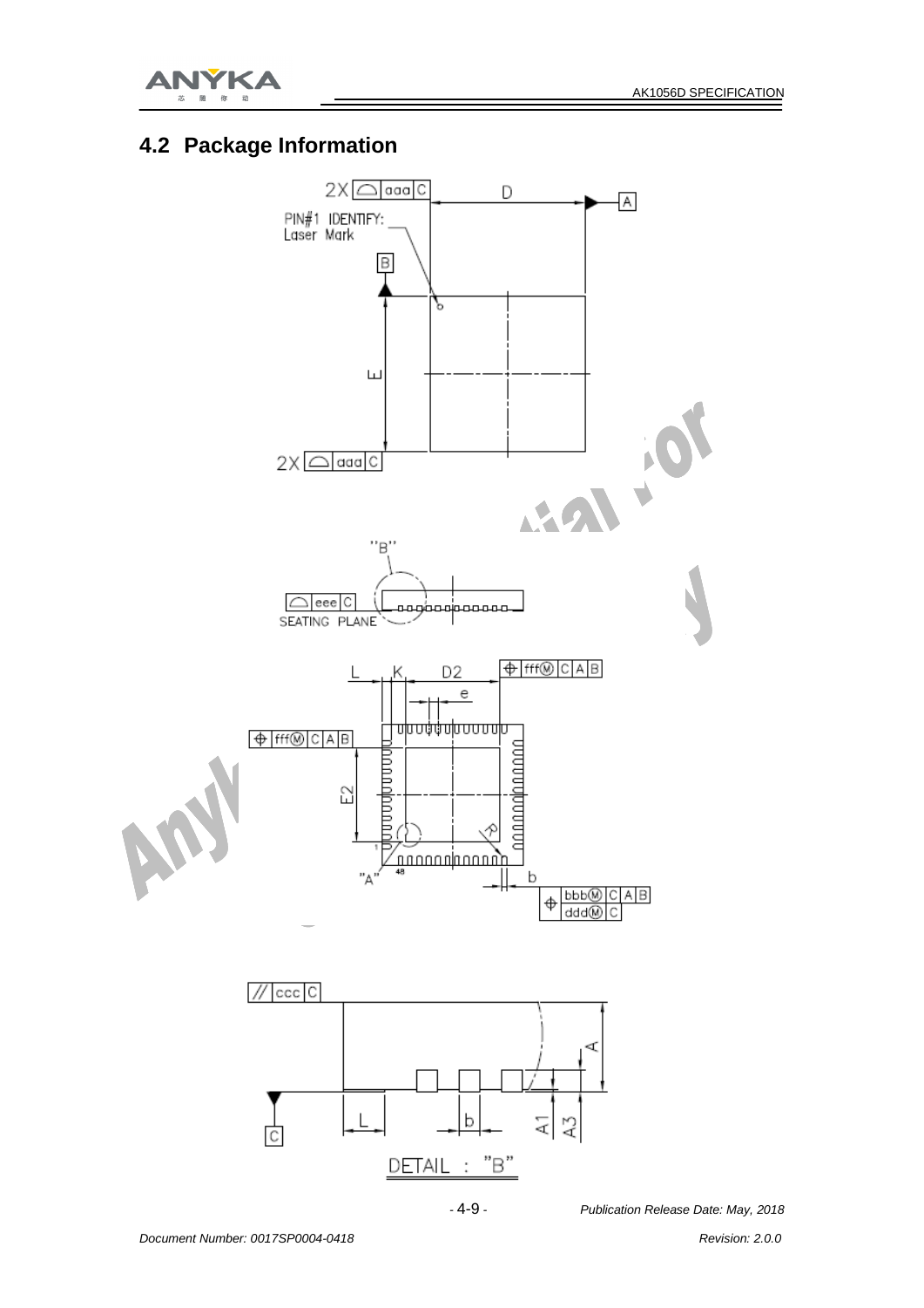## 4.2 Package Information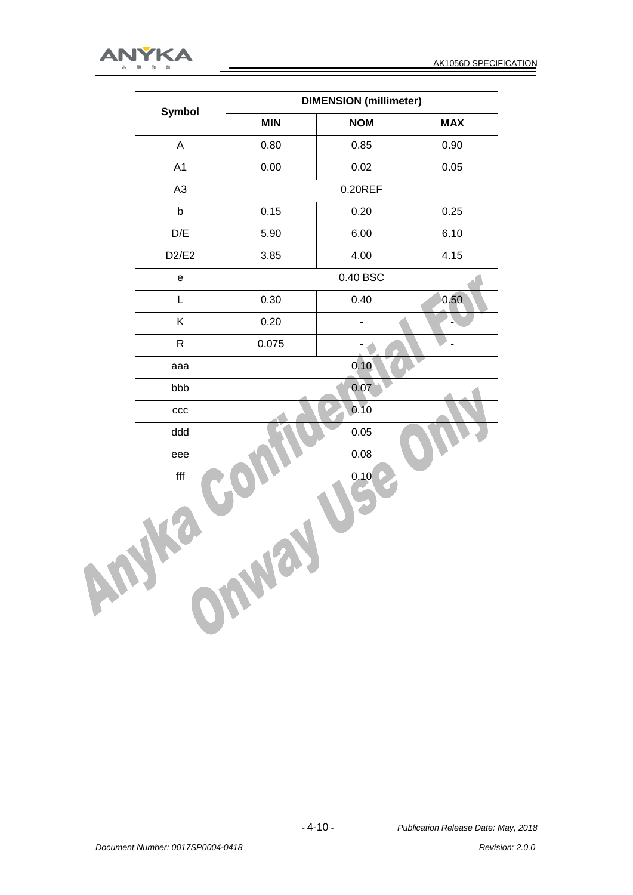| Symbol | DIMENSION (millimeter) | | |
|---|---|---|---|
| | MIN | NOM | MAX |
| A | 0.80 | 0.85 | 0.90 |
| A1 | 0.00 | 0.02 | 0.05 |
| A3 | 0.20REF | | |
| b | 0.15 | 0.20 | 0.25 |
| D/E | 5.90 | 6.00 | 6.10 |
| D2/E2 | 3.85 | 4.00 | 4.15 |
| e | 0.40 BSC | | |
| L | 0.30 | 0.40 | 0.50 |
| K | 0.20 | - | - |
| R | 0.075 | - | - |
| aaa | 0.10 | | |
| bbb | 0.07 | | |
| ccc | 0.10 | | |
| ddd | 0.05 | | |
| eee | 0.08 | | |
| fff | 0.10 | | |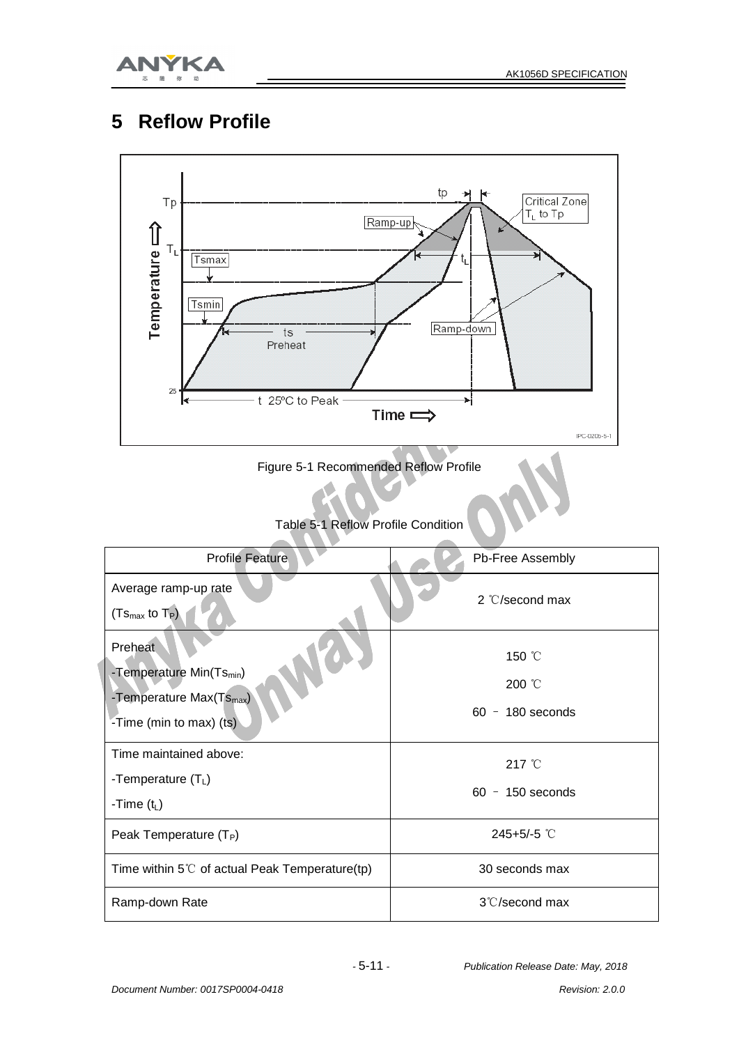# 5 Reflow Profile

Figure 5-1 Recommended Reflow Profile

Table 5-1 Reflow Profile Condition

| Profile Feature | Pb-Free Assembly |
|---|---|
| Average ramp-up rate<br>($Ts_{max}$ to $T_P$) | 2 ℃/second max |
| Preheat<br>-Temperature Min($Ts_{min}$)<br>-Temperature Max($Ts_{max}$)<br>-Time (min to max) (ts) | <br>150 ℃<br>200 ℃<br>60 – 180 seconds |
| Time maintained above:<br>-Temperature ($T_L$)<br>-Time ($t_L$) | <br>217 ℃<br>60 – 150 seconds |
| Peak Temperature ($T_P$) | 245+5/-5 ℃ |
| Time within 5℃ of actual Peak Temperature(tp) | 30 seconds max |
| Ramp-down Rate | 3℃/second max |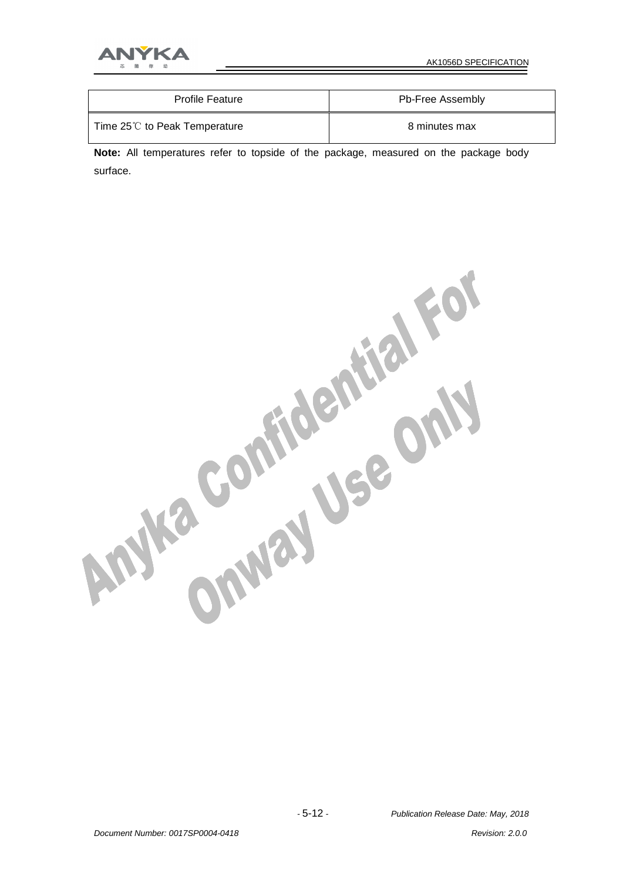| Profile Feature | Pb-Free Assembly |
| --- | --- |
| Time 25℃ to Peak Temperature | 8 minutes max |

**Note:** All temperatures refer to topside of the package, measured on the package body surface.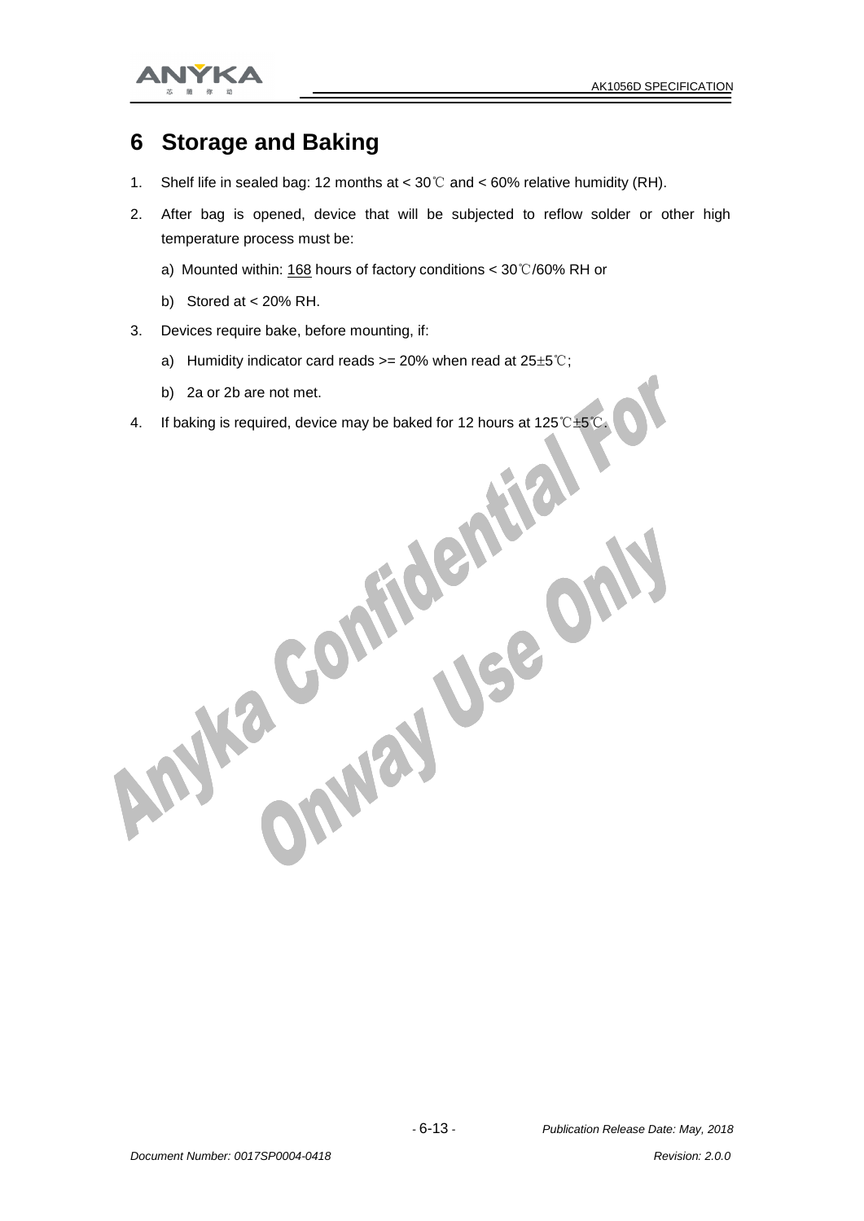# 6 Storage and Baking

1. Shelf life in sealed bag: 12 months at < 30℃ and < 60% relative humidity (RH).
2. After bag is opened, device that will be subjected to reflow solder or other high temperature process must be:

   a) Mounted within: 168 hours of factory conditions < 30℃/60% RH or

   b) Stored at < 20% RH.
3. Devices require bake, before mounting, if:

   a) Humidity indicator card reads >= 20% when read at 25±5℃;

   b) 2a or 2b are not met.
4. If baking is required, device may be baked for 12 hours at 125℃±5℃.